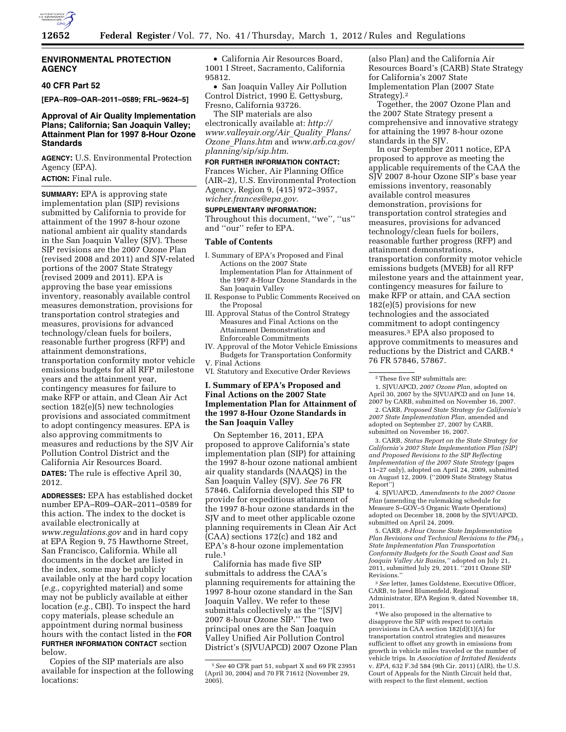## ENVIRONMENTAL PROTECTION AGENCY

### 40 CFR Part 52

**[EPA–R09–OAR–2011–0589; FRL–9624–5]**

### Approval of Air Quality Implementation Plans; California; San Joaquin Valley; Attainment Plan for 1997 8-Hour Ozone Standards

**AGENCY:** U.S. Environmental Protection Agency (EPA).

**ACTION:** Final rule.

**SUMMARY:** EPA is approving state implementation plan (SIP) revisions submitted by California to provide for attainment of the 1997 8-hour ozone national ambient air quality standards in the San Joaquin Valley (SJV). These SIP revisions are the 2007 Ozone Plan (revised 2008 and 2011) and SJV-related portions of the 2007 State Strategy (revised 2009 and 2011). EPA is approving the base year emissions inventory, reasonably available control measures demonstration, provisions for transportation control strategies and measures, provisions for advanced technology/clean fuels for boilers, reasonable further progress (RFP) and attainment demonstrations, transportation conformity motor vehicle emissions budgets for all RFP milestone years and the attainment year, contingency measures for failure to make RFP or attain, and Clean Air Act section 182(e)(5) new technologies provisions and associated commitment to adopt contingency measures. EPA is also approving commitments to measures and reductions by the SJV Air Pollution Control District and the California Air Resources Board.

**DATES:** The rule is effective April 30, 2012.

**ADDRESSES:** EPA has established docket number EPA–R09–OAR–2011–0589 for this action. The index to the docket is available electronically at *www.regulations.gov* and in hard copy at EPA Region 9, 75 Hawthorne Street, San Francisco, California. While all documents in the docket are listed in the index, some may be publicly available only at the hard copy location (*e.g.,* copyrighted material) and some may not be publicly available at either location (*e.g.,* CBI). To inspect the hard copy materials, please schedule an appointment during normal business hours with the contact listed in the **FOR FURTHER INFORMATION CONTACT** section below.

Copies of the SIP materials are also available for inspection at the following locations:

- California Air Resources Board, 1001 I Street, Sacramento, California 95812.
- San Joaquin Valley Air Pollution Control District, 1990 E. Gettysburg, Fresno, California 93726.

The SIP materials are also electronically available at: *http://www.valleyair.org/Air_Quality_Plans/Ozone_Plans.htm* and *www.arb.ca.gov/planning/sip/sip.htm.*

**FOR FURTHER INFORMATION CONTACT:** Frances Wicher, Air Planning Office (AIR–2), U.S. Environmental Protection Agency, Region 9, (415) 972–3957, *wicher.frances@epa.gov.*

**SUPPLEMENTARY INFORMATION:** Throughout this document, "we", "us" and "our" refer to EPA.

#### Table of Contents

- I. Summary of EPA's Proposed and Final Actions on the 2007 State Implementation Plan for Attainment of the 1997 8-Hour Ozone Standards in the San Joaquin Valley
- II. Response to Public Comments Received on the Proposal
- III. Approval Status of the Control Strategy Measures and Final Actions on the Attainment Demonstration and Enforceable Commitments
- IV. Approval of the Motor Vehicle Emissions Budgets for Transportation Conformity
- V. Final Actions
- VI. Statutory and Executive Order Reviews

### I. Summary of EPA's Proposed and Final Actions on the 2007 State Implementation Plan for Attainment of the 1997 8-Hour Ozone Standards in the San Joaquin Valley

On September 16, 2011, EPA proposed to approve California's state implementation plan (SIP) for attaining the 1997 8-hour ozone national ambient air quality standards (NAAQS) in the San Joaquin Valley (SJV). *See* 76 FR 57846. California developed this SIP to provide for expeditious attainment of the 1997 8-hour ozone standards in the SJV and to meet other applicable ozone planning requirements in Clean Air Act (CAA) sections 172(c) and 182 and EPA's 8-hour ozone implementation rule.[1]

California has made five SIP submittals to address the CAA's planning requirements for attaining the 1997 8-hour ozone standard in the San Joaquin Valley. We refer to these submittals collectively as the "[SJV] 2007 8-hour Ozone SIP." The two principal ones are the San Joaquin Valley Unified Air Pollution Control District's (SJVUAPCD) 2007 Ozone Plan (also Plan) and the California Air Resources Board's (CARB) State Strategy for California's 2007 State Implementation Plan (2007 State Strategy).[2]

Together, the 2007 Ozone Plan and the 2007 State Strategy present a comprehensive and innovative strategy for attaining the 1997 8-hour ozone standards in the SJV.

In our September 2011 notice, EPA proposed to approve as meeting the applicable requirements of the CAA the SJV 2007 8-hour Ozone SIP's base year emissions inventory, reasonably available control measures demonstration, provisions for transportation control strategies and measures, provisions for advanced technology/clean fuels for boilers, reasonable further progress (RFP) and attainment demonstrations, transportation conformity motor vehicle emissions budgets (MVEB) for all RFP milestone years and the attainment year, contingency measures for failure to make RFP or attain, and CAA section 182(e)(5) provisions for new technologies and the associated commitment to adopt contingency measures.[3] EPA also proposed to approve commitments to measures and reductions by the District and CARB.[4] 76 FR 57846, 57867.

---

[1] *See* 40 CFR part 51, subpart X and 69 FR 23951 (April 30, 2004) and 70 FR 71612 (November 29, 2005).

[2] These five SIP submittals are:

1. SJVUAPCD, *2007 Ozone Plan,* adopted on April 30, 2007 by the SJVUAPCD and on June 14, 2007 by CARB, submitted on November 16, 2007.

2. CARB, *Proposed State Strategy for California's 2007 State Implementation Plan,* amended and adopted on September 27, 2007 by CARB, submitted on November 16, 2007.

3. CARB, *Status Report on the State Strategy for California's 2007 State Implementation Plan (SIP) and Proposed Revisions to the SIP Reflecting Implementation of the 2007 State Strategy* (pages 11–27 only), adopted on April 24, 2009, submitted on August 12, 2009. ("2009 State Strategy Status Report")

4. SJVUAPCD, *Amendments to the 2007 Ozone Plan* (amending the rulemaking schedule for Measure S–GOV–5 Organic Waste Operations) adopted on December 18, 2008 by the SJVUAPCD, submitted on April 24, 2009.

5. CARB, *8-Hour Ozone State Implementation Plan Revisions and Technical Revisions to the $PM_{2.5}$ State Implementation Plan Transportation Conformity Budgets for the South Coast and San Joaquin Valley Air Basins,"* adopted on July 21, 2011, submitted July 29, 2011. "2011 Ozone SIP Revisions."

[3] *See* letter, James Goldstene, Executive Officer, CARB, to Jared Blumenfeld, Regional Administrator, EPA Region 9, dated November 18, 2011.

[4] We also proposed in the alternative to disapprove the SIP with respect to certain provisions in CAA section 182(d)(1)(A) for transportation control strategies and measures sufficient to offset any growth in emissions from growth in vehicle miles traveled or the number of vehicle trips. In *Association of Irritated Residents* v. *EPA,* 632 F.3d 584 (9th Cir. 2011) (AIR), the U.S. Court of Appeals for the Ninth Circuit held that, with respect to the first element, section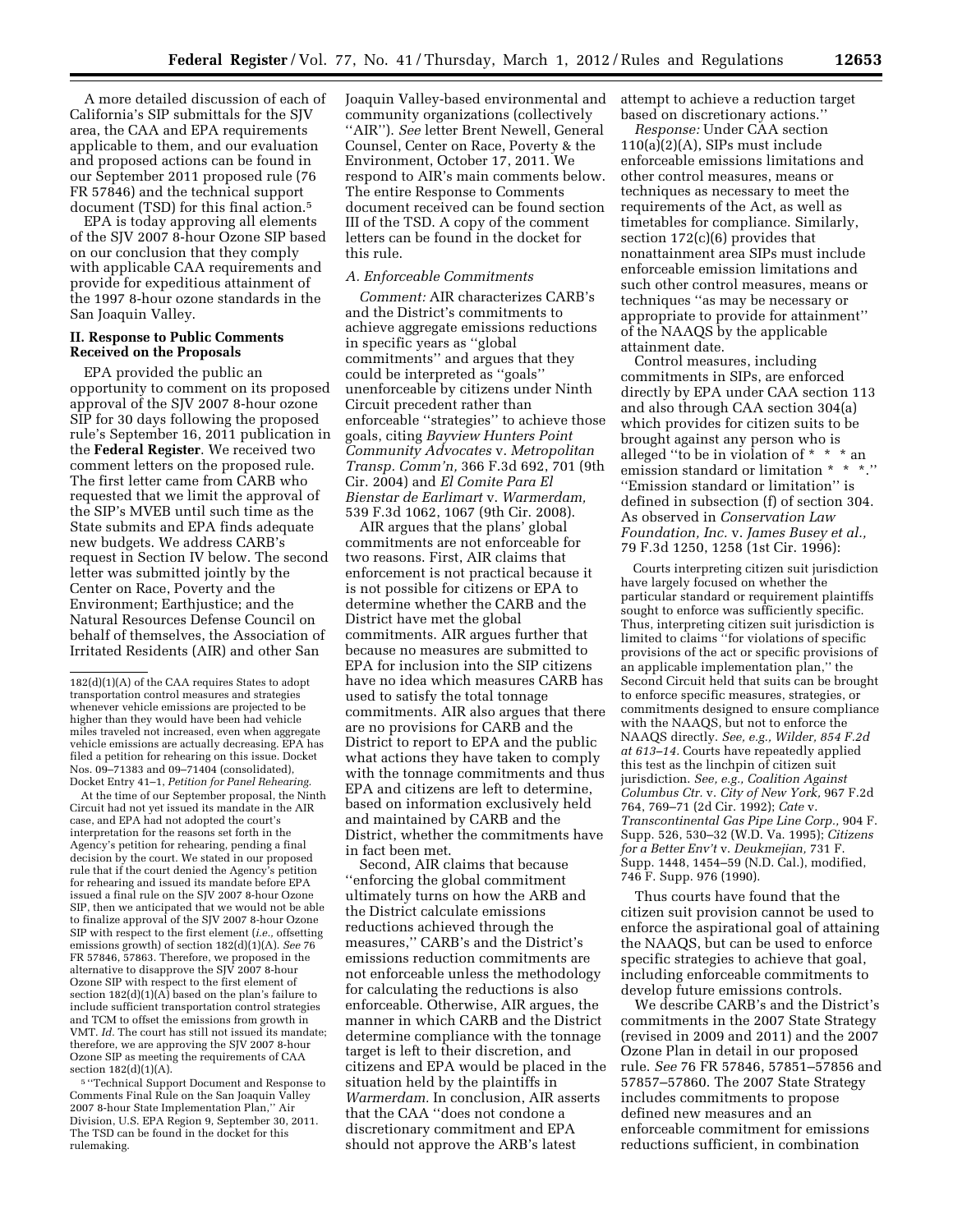A more detailed discussion of each of California's SIP submittals for the SJV area, the CAA and EPA requirements applicable to them, and our evaluation and proposed actions can be found in our September 2011 proposed rule (76 FR 57846) and the technical support document (TSD) for this final action.[5]

EPA is today approving all elements of the SJV 2007 8-hour Ozone SIP based on our conclusion that they comply with applicable CAA requirements and provide for expeditious attainment of the 1997 8-hour ozone standards in the San Joaquin Valley.

## II. Response to Public Comments Received on the Proposals

EPA provided the public an opportunity to comment on its proposed approval of the SJV 2007 8-hour ozone SIP for 30 days following the proposed rule's September 16, 2011 publication in the **Federal Register**. We received two comment letters on the proposed rule. The first letter came from CARB who requested that we limit the approval of the SIP's MVEB until such time as the State submits and EPA finds adequate new budgets. We address CARB's request in Section IV below. The second letter was submitted jointly by the Center on Race, Poverty and the Environment; Earthjustice; and the Natural Resources Defense Council on behalf of themselves, the Association of Irritated Residents (AIR) and other San Joaquin Valley-based environmental and community organizations (collectively "AIR"). *See* letter Brent Newell, General Counsel, Center on Race, Poverty & the Environment, October 17, 2011. We respond to AIR's main comments below. The entire Response to Comments document received can be found section III of the TSD. A copy of the comment letters can be found in the docket for this rule.

### A. Enforceable Commitments

*Comment:* AIR characterizes CARB's and the District's commitments to achieve aggregate emissions reductions in specific years as "global commitments" and argues that they could be interpreted as "goals" unenforceable by citizens under Ninth Circuit precedent rather than enforceable "strategies" to achieve those goals, citing *Bayview Hunters Point Community Advocates* v. *Metropolitan Transp. Comm'n,* 366 F.3d 692, 701 (9th Cir. 2004) and *El Comite Para El Bienstar de Earlimart* v. *Warmerdam,* 539 F.3d 1062, 1067 (9th Cir. 2008).

AIR argues that the plans' global commitments are not enforceable for two reasons. First, AIR claims that enforcement is not practical because it is not possible for citizens or EPA to determine whether the CARB and the District have met the global commitments. AIR argues further that because no measures are submitted to EPA for inclusion into the SIP citizens have no idea which measures CARB has used to satisfy the total tonnage commitments. AIR also argues that there are no provisions for CARB and the District to report to EPA and the public what actions they have taken to comply with the tonnage commitments and thus EPA and citizens are left to determine, based on information exclusively held and maintained by CARB and the District, whether the commitments have in fact been met.

Second, AIR claims that because "enforcing the global commitment ultimately turns on how the ARB and the District calculate emissions reductions achieved through the measures," CARB's and the District's emissions reduction commitments are not enforceable unless the methodology for calculating the reductions is also enforceable. Otherwise, AIR argues, the manner in which CARB and the District determine compliance with the tonnage target is left to their discretion, and citizens and EPA would be placed in the situation held by the plaintiffs in *Warmerdam.* In conclusion, AIR asserts that the CAA "does not condone a discretionary commitment and EPA should not approve the ARB's latest attempt to achieve a reduction target based on discretionary actions."

*Response:* Under CAA section 110(a)(2)(A), SIPs must include enforceable emissions limitations and other control measures, means or techniques as necessary to meet the requirements of the Act, as well as timetables for compliance. Similarly, section 172(c)(6) provides that nonattainment area SIPs must include enforceable emission limitations and such other control measures, means or techniques "as may be necessary or appropriate to provide for attainment" of the NAAQS by the applicable attainment date.

Control measures, including commitments in SIPs, are enforced directly by EPA under CAA section 113 and also through CAA section 304(a) which provides for citizen suits to be brought against any person who is alleged "to be in violation of * * * an emission standard or limitation * * *." "Emission standard or limitation" is defined in subsection (f) of section 304. As observed in *Conservation Law Foundation, Inc.* v. *James Busey et al.,* 79 F.3d 1250, 1258 (1st Cir. 1996):

> Courts interpreting citizen suit jurisdiction have largely focused on whether the particular standard or requirement plaintiffs sought to enforce was sufficiently specific. Thus, interpreting citizen suit jurisdiction is limited to claims "for violations of specific provisions of the act or specific provisions of an applicable implementation plan," the Second Circuit held that suits can be brought to enforce specific measures, strategies, or commitments designed to ensure compliance with the NAAQS, but not to enforce the NAAQS directly. *See, e.g., Wilder, 854 F.2d at 613–14.* Courts have repeatedly applied this test as the linchpin of citizen suit jurisdiction. *See, e.g., Coalition Against Columbus Ctr.* v. *City of New York,* 967 F.2d 764, 769–71 (2d Cir. 1992); *Cate* v. *Transcontinental Gas Pipe Line Corp.,* 904 F. Supp. 526, 530–32 (W.D. Va. 1995); *Citizens for a Better Env't* v. *Deukmejian,* 731 F. Supp. 1448, 1454–59 (N.D. Cal.), modified, 746 F. Supp. 976 (1990).

Thus courts have found that the citizen suit provision cannot be used to enforce the aspirational goal of attaining the NAAQS, but can be used to enforce specific strategies to achieve that goal, including enforceable commitments to develop future emissions controls.

We describe CARB's and the District's commitments in the 2007 State Strategy (revised in 2009 and 2011) and the 2007 Ozone Plan in detail in our proposed rule. *See* 76 FR 57846, 57851–57856 and 57857–57860. The 2007 State Strategy includes commitments to propose defined new measures and an enforceable commitment for emissions reductions sufficient, in combination

---

182(d)(1)(A) of the CAA requires States to adopt transportation control measures and strategies whenever vehicle emissions are projected to be higher than they would have been had vehicle miles traveled not increased, even when aggregate vehicle emissions are actually decreasing. EPA has filed a petition for rehearing on this issue. Docket Nos. 09–71383 and 09–71404 (consolidated), Docket Entry 41–1, *Petition for Panel Rehearing.*

At the time of our September proposal, the Ninth Circuit had not yet issued its mandate in the AIR case, and EPA had not adopted the court's interpretation for the reasons set forth in the Agency's petition for rehearing, pending a final decision by the court. We stated in our proposed rule that if the court denied the Agency's petition for rehearing and issued its mandate before EPA issued a final rule on the SJV 2007 8-hour Ozone SIP, then we anticipated that we would not be able to finalize approval of the SJV 2007 8-hour Ozone SIP with respect to the first element (*i.e.,* offsetting emissions growth) of section 182(d)(1)(A). *See* 76 FR 57846, 57863. Therefore, we proposed in the alternative to disapprove the SJV 2007 8-hour Ozone SIP with respect to the first element of section 182(d)(1)(A) based on the plan's failure to include sufficient transportation control strategies and TCM to offset the emissions from growth in VMT. *Id.* The court has still not issued its mandate; therefore, we are approving the SJV 2007 8-hour Ozone SIP as meeting the requirements of CAA section 182(d)(1)(A).

[5] "Technical Support Document and Response to Comments Final Rule on the San Joaquin Valley 2007 8-hour State Implementation Plan," Air Division, U.S. EPA Region 9, September 30, 2011. The TSD can be found in the docket for this rulemaking.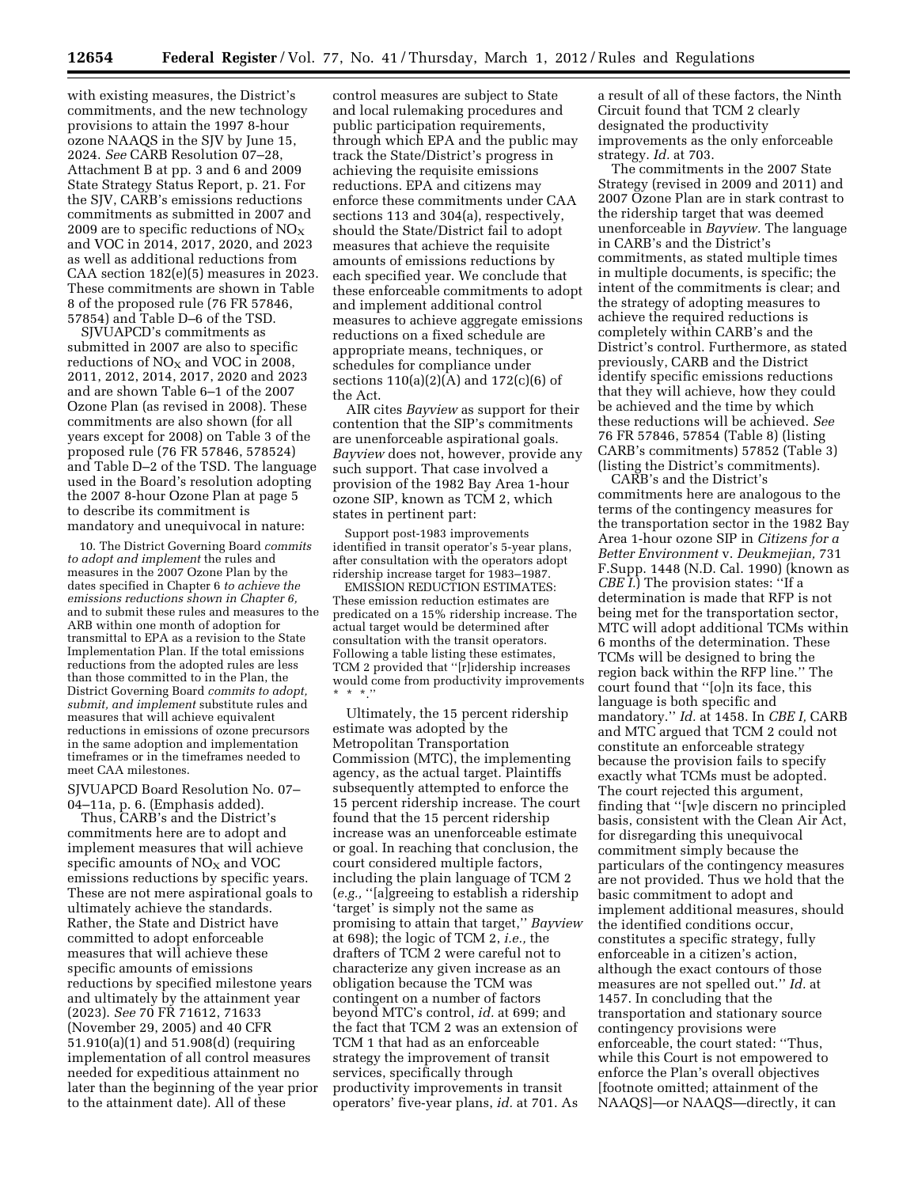with existing measures, the District's commitments, and the new technology provisions to attain the 1997 8-hour ozone NAAQS in the SJV by June 15, 2024. *See* CARB Resolution 07–28, Attachment B at pp. 3 and 6 and 2009 State Strategy Status Report, p. 21. For the SJV, CARB's emissions reductions commitments as submitted in 2007 and 2009 are to specific reductions of $NO_X$ and VOC in 2014, 2017, 2020, and 2023 as well as additional reductions from CAA section 182(e)(5) measures in 2023. These commitments are shown in Table 8 of the proposed rule (76 FR 57846, 57854) and Table D–6 of the TSD.

SJVUAPCD's commitments as submitted in 2007 are also to specific reductions of $NO_X$ and VOC in 2008, 2011, 2012, 2014, 2017, 2020 and 2023 and are shown Table 6–1 of the 2007 Ozone Plan (as revised in 2008). These commitments are also shown (for all years except for 2008) on Table 3 of the proposed rule (76 FR 57846, 578524) and Table D–2 of the TSD. The language used in the Board's resolution adopting the 2007 8-hour Ozone Plan at page 5 to describe its commitment is mandatory and unequivocal in nature:

> 10. The District Governing Board *commits to adopt and implement* the rules and measures in the 2007 Ozone Plan by the dates specified in Chapter 6 *to achieve the emissions reductions shown in Chapter 6,* and to submit these rules and measures to the ARB within one month of adoption for transmittal to EPA as a revision to the State Implementation Plan. If the total emissions reductions from the adopted rules are less than those committed to in the Plan, the District Governing Board *commits to adopt, submit, and implement* substitute rules and measures that will achieve equivalent reductions in emissions of ozone precursors in the same adoption and implementation timeframes or in the timeframes needed to meet CAA milestones.

SJVUAPCD Board Resolution No. 07–04–11a, p. 6. (Emphasis added).

Thus, CARB's and the District's commitments here are to adopt and implement measures that will achieve specific amounts of $NO_X$ and VOC emissions reductions by specific years. These are not mere aspirational goals to ultimately achieve the standards. Rather, the State and District have committed to adopt enforceable measures that will achieve these specific amounts of emissions reductions by specified milestone years and ultimately by the attainment year (2023). *See* 70 FR 71612, 71633 (November 29, 2005) and 40 CFR 51.910(a)(1) and 51.908(d) (requiring implementation of all control measures needed for expeditious attainment no later than the beginning of the year prior to the attainment date). All of these control measures are subject to State and local rulemaking procedures and public participation requirements, through which EPA and the public may track the State/District's progress in achieving the requisite emissions reductions. EPA and citizens may enforce these commitments under CAA sections 113 and 304(a), respectively, should the State/District fail to adopt measures that achieve the requisite amounts of emissions reductions by each specified year. We conclude that these enforceable commitments to adopt and implement additional control measures to achieve aggregate emissions reductions on a fixed schedule are appropriate means, techniques, or schedules for compliance under sections 110(a)(2)(A) and 172(c)(6) of the Act.

AIR cites *Bayview* as support for their contention that the SIP's commitments are unenforceable aspirational goals. *Bayview* does not, however, provide any such support. That case involved a provision of the 1982 Bay Area 1-hour ozone SIP, known as TCM 2, which states in pertinent part:

> Support post-1983 improvements identified in transit operator's 5-year plans, after consultation with the operators adopt ridership increase target for 1983–1987.
>
> EMISSION REDUCTION ESTIMATES: These emission reduction estimates are predicated on a 15% ridership increase. The actual target would be determined after consultation with the transit operators. Following a table listing these estimates, TCM 2 provided that "[r]idership increases would come from productivity improvements * * *."

Ultimately, the 15 percent ridership estimate was adopted by the Metropolitan Transportation Commission (MTC), the implementing agency, as the actual target. Plaintiffs subsequently attempted to enforce the 15 percent ridership increase. The court found that the 15 percent ridership increase was an unenforceable estimate or goal. In reaching that conclusion, the court considered multiple factors, including the plain language of TCM 2 (*e.g.,* "[a]greeing to establish a ridership 'target' is simply not the same as promising to attain that target," *Bayview* at 698); the logic of TCM 2, *i.e.,* the drafters of TCM 2 were careful not to characterize any given increase as an obligation because the TCM was contingent on a number of factors beyond MTC's control, *id.* at 699; and the fact that TCM 2 was an extension of TCM 1 that had as an enforceable strategy the improvement of transit services, specifically through productivity improvements in transit operators' five-year plans, *id.* at 701. As a result of all of these factors, the Ninth Circuit found that TCM 2 clearly designated the productivity improvements as the only enforceable strategy. *Id.* at 703.

The commitments in the 2007 State Strategy (revised in 2009 and 2011) and 2007 Ozone Plan are in stark contrast to the ridership target that was deemed unenforceable in *Bayview.* The language in CARB's and the District's commitments, as stated multiple times in multiple documents, is specific; the intent of the commitments is clear; and the strategy of adopting measures to achieve the required reductions is completely within CARB's and the District's control. Furthermore, as stated previously, CARB and the District identify specific emissions reductions that they will achieve, how they could be achieved and the time by which these reductions will be achieved. *See* 76 FR 57846, 57854 (Table 8) (listing CARB's commitments) 57852 (Table 3) (listing the District's commitments).

CARB's and the District's commitments here are analogous to the terms of the contingency measures for the transportation sector in the 1982 Bay Area 1-hour ozone SIP in *Citizens for a Better Environment* v. *Deukmejian,* 731 F.Supp. 1448 (N.D. Cal. 1990) (known as *CBE I.*) The provision states: "If a determination is made that RFP is not being met for the transportation sector, MTC will adopt additional TCMs within 6 months of the determination. These TCMs will be designed to bring the region back within the RFP line." The court found that "[o]n its face, this language is both specific and mandatory." *Id.* at 1458. In *CBE I,* CARB and MTC argued that TCM 2 could not constitute an enforceable strategy because the provision fails to specify exactly what TCMs must be adopted. The court rejected this argument, finding that "[w]e discern no principled basis, consistent with the Clean Air Act, for disregarding this unequivocal commitment simply because the particulars of the contingency measures are not provided. Thus we hold that the basic commitment to adopt and implement additional measures, should the identified conditions occur, constitutes a specific strategy, fully enforceable in a citizen's action, although the exact contours of those measures are not spelled out." *Id.* at 1457. In concluding that the transportation and stationary source contingency provisions were enforceable, the court stated: "Thus, while this Court is not empowered to enforce the Plan's overall objectives [footnote omitted; attainment of the NAAQS]—or NAAQS—directly, it can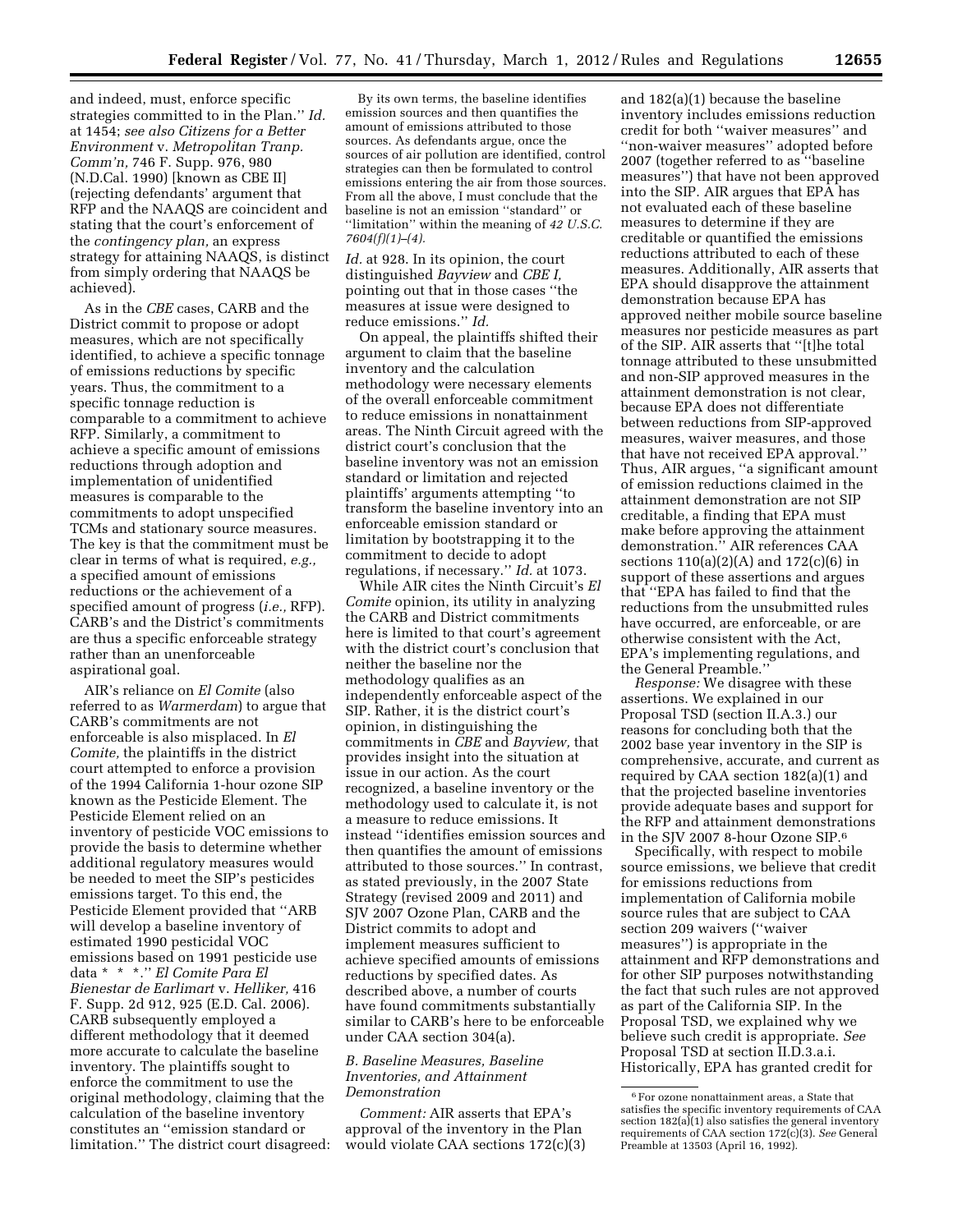and indeed, must, enforce specific strategies committed to in the Plan.'' *Id.* at 1454; *see also Citizens for a Better Environment* v. *Metropolitan Tranp. Comm'n,* 746 F. Supp. 976, 980 (N.D.Cal. 1990) [known as CBE II] (rejecting defendants' argument that RFP and the NAAQS are coincident and stating that the court's enforcement of the *contingency plan,* an express strategy for attaining NAAQS, is distinct from simply ordering that NAAQS be achieved).

As in the *CBE* cases, CARB and the District commit to propose or adopt measures, which are not specifically identified, to achieve a specific tonnage of emissions reductions by specific years. Thus, the commitment to a specific tonnage reduction is comparable to a commitment to achieve RFP. Similarly, a commitment to achieve a specific amount of emissions reductions through adoption and implementation of unidentified measures is comparable to the commitments to adopt unspecified TCMs and stationary source measures. The key is that the commitment must be clear in terms of what is required, *e.g.,* a specified amount of emissions reductions or the achievement of a specified amount of progress (*i.e.,* RFP). CARB's and the District's commitments are thus a specific enforceable strategy rather than an unenforceable aspirational goal.

AIR's reliance on *El Comite* (also referred to as *Warmerdam*) to argue that CARB's commitments are not enforceable is also misplaced. In *El Comite,* the plaintiffs in the district court attempted to enforce a provision of the 1994 California 1-hour ozone SIP known as the Pesticide Element. The Pesticide Element relied on an inventory of pesticide VOC emissions to provide the basis to determine whether additional regulatory measures would be needed to meet the SIP's pesticides emissions target. To this end, the Pesticide Element provided that ''ARB will develop a baseline inventory of estimated 1990 pesticidal VOC emissions based on 1991 pesticide use data * * *.'' *El Comite Para El Bienestar de Earlimart* v. *Helliker,* 416 F. Supp. 2d 912, 925 (E.D. Cal. 2006). CARB subsequently employed a different methodology that it deemed more accurate to calculate the baseline inventory. The plaintiffs sought to enforce the commitment to use the original methodology, claiming that the calculation of the baseline inventory constitutes an ''emission standard or limitation.'' The district court disagreed:

> By its own terms, the baseline identifies emission sources and then quantifies the amount of emissions attributed to those sources. As defendants argue, once the sources of air pollution are identified, control strategies can then be formulated to control emissions entering the air from those sources. From all the above, I must conclude that the baseline is not an emission ''standard'' or ''limitation'' within the meaning of *42 U.S.C. 7604(f)(1)–(4).*

*Id.* at 928. In its opinion, the court distinguished *Bayview* and *CBE I,* pointing out that in those cases ''the measures at issue were designed to reduce emissions.'' *Id.*

On appeal, the plaintiffs shifted their argument to claim that the baseline inventory and the calculation methodology were necessary elements of the overall enforceable commitment to reduce emissions in nonattainment areas. The Ninth Circuit agreed with the district court's conclusion that the baseline inventory was not an emission standard or limitation and rejected plaintiffs' arguments attempting ''to transform the baseline inventory into an enforceable emission standard or limitation by bootstrapping it to the commitment to decide to adopt regulations, if necessary.'' *Id.* at 1073.

While AIR cites the Ninth Circuit's *El Comite* opinion, its utility in analyzing the CARB and District commitments here is limited to that court's agreement with the district court's conclusion that neither the baseline nor the methodology qualifies as an independently enforceable aspect of the SIP. Rather, it is the district court's opinion, in distinguishing the commitments in *CBE* and *Bayview,* that provides insight into the situation at issue in our action. As the court recognized, a baseline inventory or the methodology used to calculate it, is not a measure to reduce emissions. It instead ''identifies emission sources and then quantifies the amount of emissions attributed to those sources.'' In contrast, as stated previously, in the 2007 State Strategy (revised 2009 and 2011) and SJV 2007 Ozone Plan, CARB and the District commits to adopt and implement measures sufficient to achieve specified amounts of emissions reductions by specified dates. As described above, a number of courts have found commitments substantially similar to CARB's here to be enforceable under CAA section 304(a).

### *B. Baseline Measures, Baseline Inventories, and Attainment Demonstration*

*Comment:* AIR asserts that EPA's approval of the inventory in the Plan would violate CAA sections 172(c)(3) and 182(a)(1) because the baseline inventory includes emissions reduction credit for both ''waiver measures'' and ''non-waiver measures'' adopted before 2007 (together referred to as ''baseline measures'') that have not been approved into the SIP. AIR argues that EPA has not evaluated each of these baseline measures to determine if they are creditable or quantified the emissions reductions attributed to each of these measures. Additionally, AIR asserts that EPA should disapprove the attainment demonstration because EPA has approved neither mobile source baseline measures nor pesticide measures as part of the SIP. AIR asserts that ''[t]he total tonnage attributed to these unsubmitted and non-SIP approved measures in the attainment demonstration is not clear, because EPA does not differentiate between reductions from SIP-approved measures, waiver measures, and those that have not received EPA approval.'' Thus, AIR argues, ''a significant amount of emission reductions claimed in the attainment demonstration are not SIP creditable, a finding that EPA must make before approving the attainment demonstration.'' AIR references CAA sections 110(a)(2)(A) and 172(c)(6) in support of these assertions and argues that ''EPA has failed to find that the reductions from the unsubmitted rules have occurred, are enforceable, or are otherwise consistent with the Act, EPA's implementing regulations, and the General Preamble.''

*Response:* We disagree with these assertions. We explained in our Proposal TSD (section II.A.3.) our reasons for concluding both that the 2002 base year inventory in the SIP is comprehensive, accurate, and current as required by CAA section 182(a)(1) and that the projected baseline inventories provide adequate bases and support for the RFP and attainment demonstrations in the SJV 2007 8-hour Ozone SIP.[6]

Specifically, with respect to mobile source emissions, we believe that credit for emissions reductions from implementation of California mobile source rules that are subject to CAA section 209 waivers (''waiver measures'') is appropriate in the attainment and RFP demonstrations and for other SIP purposes notwithstanding the fact that such rules are not approved as part of the California SIP. In the Proposal TSD, we explained why we believe such credit is appropriate. *See* Proposal TSD at section II.D.3.a.i. Historically, EPA has granted credit for

[6] For ozone nonattainment areas, a State that satisfies the specific inventory requirements of CAA section 182(a)(1) also satisfies the general inventory requirements of CAA section 172(c)(3). *See* General Preamble at 13503 (April 16, 1992).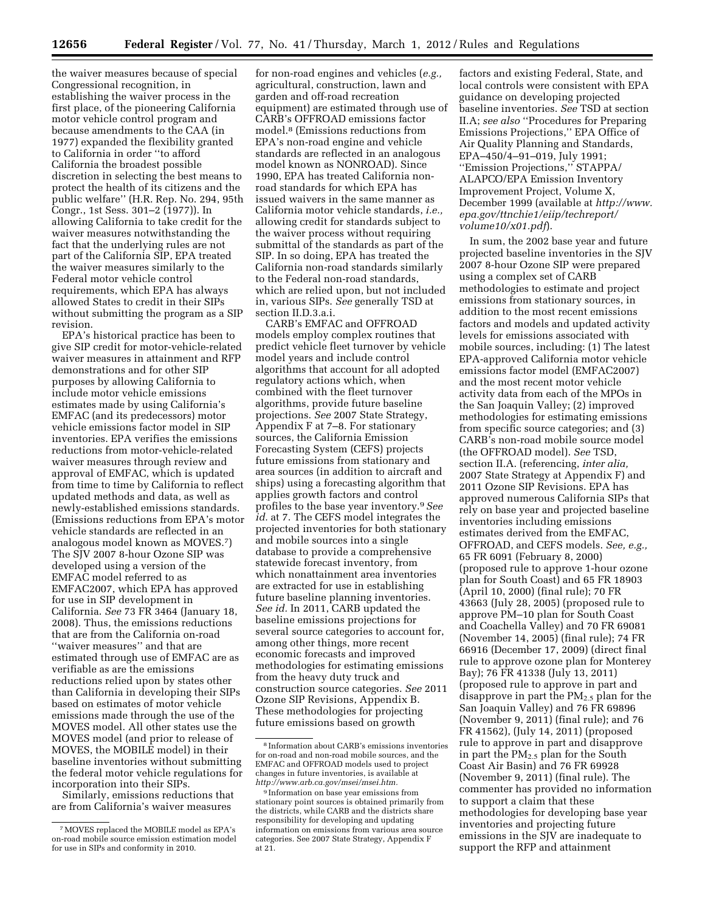the waiver measures because of special Congressional recognition, in establishing the waiver process in the first place, of the pioneering California motor vehicle control program and because amendments to the CAA (in 1977) expanded the flexibility granted to California in order ''to afford California the broadest possible discretion in selecting the best means to protect the health of its citizens and the public welfare'' (H.R. Rep. No. 294, 95th Congr., 1st Sess. 301–2 (1977)). In allowing California to take credit for the waiver measures notwithstanding the fact that the underlying rules are not part of the California SIP, EPA treated the waiver measures similarly to the Federal motor vehicle control requirements, which EPA has always allowed States to credit in their SIPs without submitting the program as a SIP revision.

EPA's historical practice has been to give SIP credit for motor-vehicle-related waiver measures in attainment and RFP demonstrations and for other SIP purposes by allowing California to include motor vehicle emissions estimates made by using California's EMFAC (and its predecessors) motor vehicle emissions factor model in SIP inventories. EPA verifies the emissions reductions from motor-vehicle-related waiver measures through review and approval of EMFAC, which is updated from time to time by California to reflect updated methods and data, as well as newly-established emissions standards. (Emissions reductions from EPA's motor vehicle standards are reflected in an analogous model known as MOVES.[7]) The SJV 2007 8-hour Ozone SIP was developed using a version of the EMFAC model referred to as EMFAC2007, which EPA has approved for use in SIP development in California. *See* 73 FR 3464 (January 18, 2008). Thus, the emissions reductions that are from the California on-road ''waiver measures'' and that are estimated through use of EMFAC are as verifiable as are the emissions reductions relied upon by states other than California in developing their SIPs based on estimates of motor vehicle emissions made through the use of the MOVES model. All other states use the MOVES model (and prior to release of MOVES, the MOBILE model) in their baseline inventories without submitting the federal motor vehicle regulations for incorporation into their SIPs.

Similarly, emissions reductions that are from California's waiver measures for non-road engines and vehicles (*e.g.,* agricultural, construction, lawn and garden and off-road recreation equipment) are estimated through use of CARB's OFFROAD emissions factor model.[8] (Emissions reductions from EPA's non-road engine and vehicle standards are reflected in an analogous model known as NONROAD). Since 1990, EPA has treated California non-road standards for which EPA has issued waivers in the same manner as California motor vehicle standards, *i.e.,* allowing credit for standards subject to the waiver process without requiring submittal of the standards as part of the SIP. In so doing, EPA has treated the California non-road standards similarly to the Federal non-road standards, which are relied upon, but not included in, various SIPs. *See* generally TSD at section II.D.3.a.i.

CARB's EMFAC and OFFROAD models employ complex routines that predict vehicle fleet turnover by vehicle model years and include control algorithms that account for all adopted regulatory actions which, when combined with the fleet turnover algorithms, provide future baseline projections. *See* 2007 State Strategy, Appendix F at 7–8. For stationary sources, the California Emission Forecasting System (CEFS) projects future emissions from stationary and area sources (in addition to aircraft and ships) using a forecasting algorithm that applies growth factors and control profiles to the base year inventory.[9] *See id.* at 7. The CEFS model integrates the projected inventories for both stationary and mobile sources into a single database to provide a comprehensive statewide forecast inventory, from which nonattainment area inventories are extracted for use in establishing future baseline planning inventories. *See id.* In 2011, CARB updated the baseline emissions projections for several source categories to account for, among other things, more recent economic forecasts and improved methodologies for estimating emissions from the heavy duty truck and construction source categories. *See* 2011 Ozone SIP Revisions, Appendix B. These methodologies for projecting future emissions based on growth factors and existing Federal, State, and local controls were consistent with EPA guidance on developing projected baseline inventories. *See* TSD at section II.A; *see also* ''Procedures for Preparing Emissions Projections,'' EPA Office of Air Quality Planning and Standards, EPA–450/4–91–019, July 1991; ''Emission Projections,'' STAPPA/ALAPCO/EPA Emission Inventory Improvement Project, Volume X, December 1999 (available at *http://www.epa.gov/ttnchie1/eiip/techreport/volume10/x01.pdf*).

In sum, the 2002 base year and future projected baseline inventories in the SJV 2007 8-hour Ozone SIP were prepared using a complex set of CARB methodologies to estimate and project emissions from stationary sources, in addition to the most recent emissions factors and models and updated activity levels for emissions associated with mobile sources, including: (1) The latest EPA-approved California motor vehicle emissions factor model (EMFAC2007) and the most recent motor vehicle activity data from each of the MPOs in the San Joaquin Valley; (2) improved methodologies for estimating emissions from specific source categories; and (3) CARB's non-road mobile source model (the OFFROAD model). *See* TSD, section II.A. (referencing, *inter alia,* 2007 State Strategy at Appendix F) and 2011 Ozone SIP Revisions. EPA has approved numerous California SIPs that rely on base year and projected baseline inventories including emissions estimates derived from the EMFAC, OFFROAD, and CEFS models. *See, e.g.,* 65 FR 6091 (February 8, 2000) (proposed rule to approve 1-hour ozone plan for South Coast) and 65 FR 18903 (April 10, 2000) (final rule); 70 FR 43663 (July 28, 2005) (proposed rule to approve PM–10 plan for South Coast and Coachella Valley) and 70 FR 69081 (November 14, 2005) (final rule); 74 FR 66916 (December 17, 2009) (direct final rule to approve ozone plan for Monterey Bay); 76 FR 41338 (July 13, 2011) (proposed rule to approve in part and disapprove in part the $PM_{2.5}$ plan for the San Joaquin Valley) and 76 FR 69896 (November 9, 2011) (final rule); and 76 FR 41562), (July 14, 2011) (proposed rule to approve in part and disapprove in part the $PM_{2.5}$ plan for the South Coast Air Basin) and 76 FR 69928 (November 9, 2011) (final rule). The commenter has provided no information to support a claim that these methodologies for developing base year inventories and projecting future emissions in the SJV are inadequate to support the RFP and attainment

---

[7] MOVES replaced the MOBILE model as EPA's on-road mobile source emission estimation model for use in SIPs and conformity in 2010.

[8] Information about CARB's emissions inventories for on-road and non-road mobile sources, and the EMFAC and OFFROAD models used to project changes in future inventories, is available at *http://www.arb.ca.gov/msei/msei.htm.*

[9] Information on base year emissions from stationary point sources is obtained primarily from the districts, while CARB and the districts share responsibility for developing and updating information on emissions from various area source categories. See 2007 State Strategy, Appendix F at 21.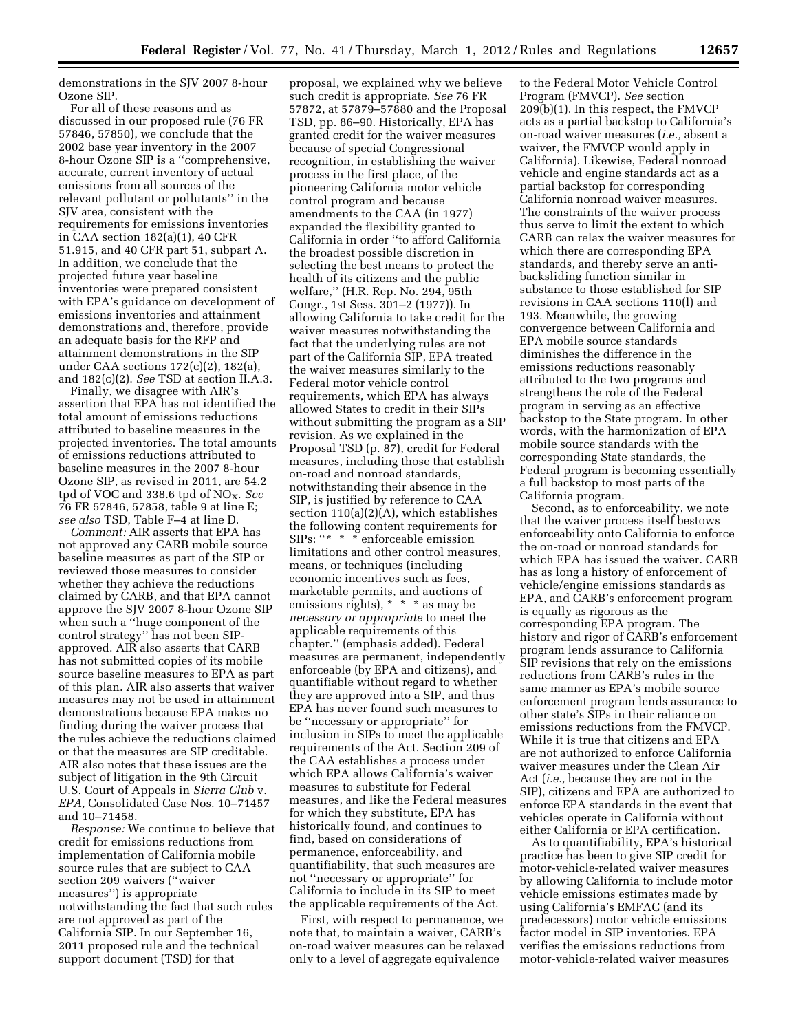demonstrations in the SJV 2007 8-hour Ozone SIP.

For all of these reasons and as discussed in our proposed rule (76 FR 57846, 57850), we conclude that the 2002 base year inventory in the 2007 8-hour Ozone SIP is a ''comprehensive, accurate, current inventory of actual emissions from all sources of the relevant pollutant or pollutants'' in the SJV area, consistent with the requirements for emissions inventories in CAA section 182(a)(1), 40 CFR 51.915, and 40 CFR part 51, subpart A. In addition, we conclude that the projected future year baseline inventories were prepared consistent with EPA's guidance on development of emissions inventories and attainment demonstrations and, therefore, provide an adequate basis for the RFP and attainment demonstrations in the SIP under CAA sections 172(c)(2), 182(a), and 182(c)(2). *See* TSD at section II.A.3.

Finally, we disagree with AIR's assertion that EPA has not identified the total amount of emissions reductions attributed to baseline measures in the projected inventories. The total amounts of emissions reductions attributed to baseline measures in the 2007 8-hour Ozone SIP, as revised in 2011, are 54.2 tpd of VOC and 338.6 tpd of $NO_X$. *See* 76 FR 57846, 57858, table 9 at line E; *see also* TSD, Table F–4 at line D.

*Comment:* AIR asserts that EPA has not approved any CARB mobile source baseline measures as part of the SIP or reviewed those measures to consider whether they achieve the reductions claimed by CARB, and that EPA cannot approve the SJV 2007 8-hour Ozone SIP when such a ''huge component of the control strategy'' has not been SIP-approved. AIR also asserts that CARB has not submitted copies of its mobile source baseline measures to EPA as part of this plan. AIR also asserts that waiver measures may not be used in attainment demonstrations because EPA makes no finding during the waiver process that the rules achieve the reductions claimed or that the measures are SIP creditable. AIR also notes that these issues are the subject of litigation in the 9th Circuit U.S. Court of Appeals in *Sierra Club* v. *EPA,* Consolidated Case Nos. 10–71457 and 10–71458.

*Response:* We continue to believe that credit for emissions reductions from implementation of California mobile source rules that are subject to CAA section 209 waivers (''waiver measures'') is appropriate notwithstanding the fact that such rules are not approved as part of the California SIP. In our September 16, 2011 proposed rule and the technical support document (TSD) for that proposal, we explained why we believe such credit is appropriate. *See* 76 FR 57872, at 57879–57880 and the Proposal TSD, pp. 86–90. Historically, EPA has granted credit for the waiver measures because of special Congressional recognition, in establishing the waiver process in the first place, of the pioneering California motor vehicle control program and because amendments to the CAA (in 1977) expanded the flexibility granted to California in order ''to afford California the broadest possible discretion in selecting the best means to protect the health of its citizens and the public welfare,'' (H.R. Rep. No. 294, 95th Congr., 1st Sess. 301–2 (1977)). In allowing California to take credit for the waiver measures notwithstanding the fact that the underlying rules are not part of the California SIP, EPA treated the waiver measures similarly to the Federal motor vehicle control requirements, which EPA has always allowed States to credit in their SIPs without submitting the program as a SIP revision. As we explained in the Proposal TSD (p. 87), credit for Federal measures, including those that establish on-road and nonroad standards, notwithstanding their absence in the SIP, is justified by reference to CAA section 110(a)(2)(A), which establishes the following content requirements for SIPs: ''* * * enforceable emission limitations and other control measures, means, or techniques (including economic incentives such as fees, marketable permits, and auctions of emissions rights), * * * as may be *necessary or appropriate* to meet the applicable requirements of this chapter.'' (emphasis added). Federal measures are permanent, independently enforceable (by EPA and citizens), and quantifiable without regard to whether they are approved into a SIP, and thus EPA has never found such measures to be ''necessary or appropriate'' for inclusion in SIPs to meet the applicable requirements of the Act. Section 209 of the CAA establishes a process under which EPA allows California's waiver measures to substitute for Federal measures, and like the Federal measures for which they substitute, EPA has historically found, and continues to find, based on considerations of permanence, enforceability, and quantifiability, that such measures are not ''necessary or appropriate'' for California to include in its SIP to meet the applicable requirements of the Act.

First, with respect to permanence, we note that, to maintain a waiver, CARB's on-road waiver measures can be relaxed only to a level of aggregate equivalence to the Federal Motor Vehicle Control Program (FMVCP). *See* section 209(b)(1). In this respect, the FMVCP acts as a partial backstop to California's on-road waiver measures (*i.e.,* absent a waiver, the FMVCP would apply in California). Likewise, Federal nonroad vehicle and engine standards act as a partial backstop for corresponding California nonroad waiver measures. The constraints of the waiver process thus serve to limit the extent to which CARB can relax the waiver measures for which there are corresponding EPA standards, and thereby serve an anti-backsliding function similar in substance to those established for SIP revisions in CAA sections 110(l) and 193. Meanwhile, the growing convergence between California and EPA mobile source standards diminishes the difference in the emissions reductions reasonably attributed to the two programs and strengthens the role of the Federal program in serving as an effective backstop to the State program. In other words, with the harmonization of EPA mobile source standards with the corresponding State standards, the Federal program is becoming essentially a full backstop to most parts of the California program.

Second, as to enforceability, we note that the waiver process itself bestows enforceability onto California to enforce the on-road or nonroad standards for which EPA has issued the waiver. CARB has as long a history of enforcement of vehicle/engine emissions standards as EPA, and CARB's enforcement program is equally as rigorous as the corresponding EPA program. The history and rigor of CARB's enforcement program lends assurance to California SIP revisions that rely on the emissions reductions from CARB's rules in the same manner as EPA's mobile source enforcement program lends assurance to other state's SIPs in their reliance on emissions reductions from the FMVCP. While it is true that citizens and EPA are not authorized to enforce California waiver measures under the Clean Air Act (*i.e.,* because they are not in the SIP), citizens and EPA are authorized to enforce EPA standards in the event that vehicles operate in California without either California or EPA certification.

As to quantifiability, EPA's historical practice has been to give SIP credit for motor-vehicle-related waiver measures by allowing California to include motor vehicle emissions estimates made by using California's EMFAC (and its predecessors) motor vehicle emissions factor model in SIP inventories. EPA verifies the emissions reductions from motor-vehicle-related waiver measures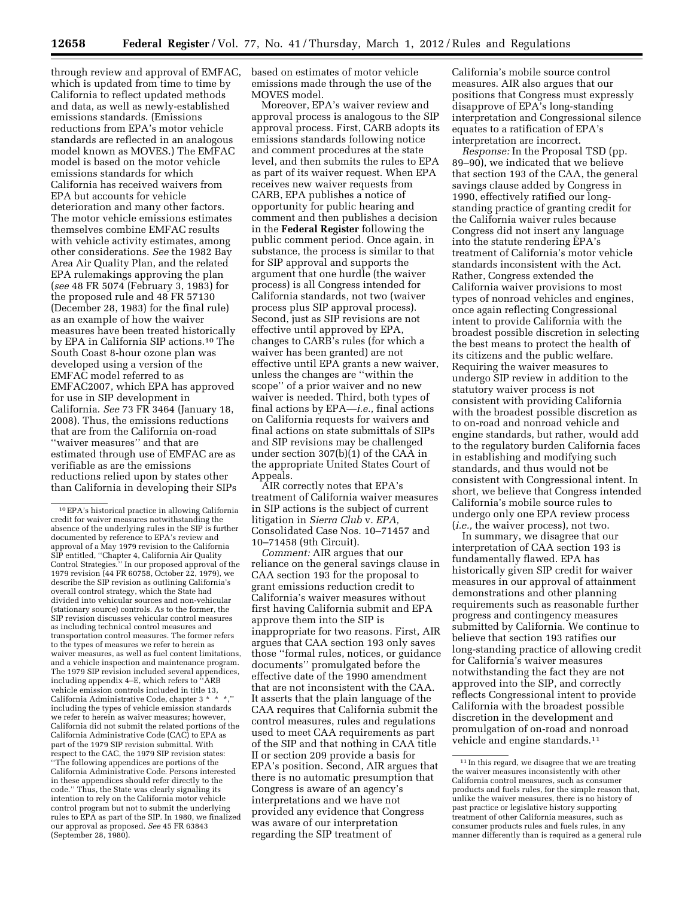through review and approval of EMFAC, which is updated from time to time by California to reflect updated methods and data, as well as newly-established emissions standards. (Emissions reductions from EPA's motor vehicle standards are reflected in an analogous model known as MOVES.) The EMFAC model is based on the motor vehicle emissions standards for which California has received waivers from EPA but accounts for vehicle deterioration and many other factors. The motor vehicle emissions estimates themselves combine EMFAC results with vehicle activity estimates, among other considerations. *See* the 1982 Bay Area Air Quality Plan, and the related EPA rulemakings approving the plan (*see* 48 FR 5074 (February 3, 1983) for the proposed rule and 48 FR 57130 (December 28, 1983) for the final rule) as an example of how the waiver measures have been treated historically by EPA in California SIP actions.[10] The South Coast 8-hour ozone plan was developed using a version of the EMFAC model referred to as EMFAC2007, which EPA has approved for use in SIP development in California. *See* 73 FR 3464 (January 18, 2008). Thus, the emissions reductions that are from the California on-road ''waiver measures'' and that are estimated through use of EMFAC are as verifiable as are the emissions reductions relied upon by states other than California in developing their SIPs based on estimates of motor vehicle emissions made through the use of the MOVES model.

Moreover, EPA's waiver review and approval process is analogous to the SIP approval process. First, CARB adopts its emissions standards following notice and comment procedures at the state level, and then submits the rules to EPA as part of its waiver request. When EPA receives new waiver requests from CARB, EPA publishes a notice of opportunity for public hearing and comment and then publishes a decision in the **Federal Register** following the public comment period. Once again, in substance, the process is similar to that for SIP approval and supports the argument that one hurdle (the waiver process) is all Congress intended for California standards, not two (waiver process plus SIP approval process). Second, just as SIP revisions are not effective until approved by EPA, changes to CARB's rules (for which a waiver has been granted) are not effective until EPA grants a new waiver, unless the changes are ''within the scope'' of a prior waiver and no new waiver is needed. Third, both types of final actions by EPA—*i.e.,* final actions on California requests for waivers and final actions on state submittals of SIPs and SIP revisions may be challenged under section 307(b)(1) of the CAA in the appropriate United States Court of Appeals.

AIR correctly notes that EPA's treatment of California waiver measures in SIP actions is the subject of current litigation in *Sierra Club* v. *EPA,* Consolidated Case Nos. 10–71457 and 10–71458 (9th Circuit).

*Comment:* AIR argues that our reliance on the general savings clause in CAA section 193 for the proposal to grant emissions reduction credit to California's waiver measures without first having California submit and EPA approve them into the SIP is inappropriate for two reasons. First, AIR argues that CAA section 193 only saves those ''formal rules, notices, or guidance documents'' promulgated before the effective date of the 1990 amendment that are not inconsistent with the CAA. It asserts that the plain language of the CAA requires that California submit the control measures, rules and regulations used to meet CAA requirements as part of the SIP and that nothing in CAA title II or section 209 provide a basis for EPA's position. Second, AIR argues that there is no automatic presumption that Congress is aware of an agency's interpretations and we have not provided any evidence that Congress was aware of our interpretation regarding the SIP treatment of California's mobile source control measures. AIR also argues that our positions that Congress must expressly disapprove of EPA's long-standing interpretation and Congressional silence equates to a ratification of EPA's interpretation are incorrect.

*Response:* In the Proposal TSD (pp. 89–90), we indicated that we believe that section 193 of the CAA, the general savings clause added by Congress in 1990, effectively ratified our long-standing practice of granting credit for the California waiver rules because Congress did not insert any language into the statute rendering EPA's treatment of California's motor vehicle standards inconsistent with the Act. Rather, Congress extended the California waiver provisions to most types of nonroad vehicles and engines, once again reflecting Congressional intent to provide California with the broadest possible discretion in selecting the best means to protect the health of its citizens and the public welfare. Requiring the waiver measures to undergo SIP review in addition to the statutory waiver process is not consistent with providing California with the broadest possible discretion as to on-road and nonroad vehicle and engine standards, but rather, would add to the regulatory burden California faces in establishing and modifying such standards, and thus would not be consistent with Congressional intent. In short, we believe that Congress intended California's mobile source rules to undergo only one EPA review process (*i.e.,* the waiver process), not two.

In summary, we disagree that our interpretation of CAA section 193 is fundamentally flawed. EPA has historically given SIP credit for waiver measures in our approval of attainment demonstrations and other planning requirements such as reasonable further progress and contingency measures submitted by California. We continue to believe that section 193 ratifies our long-standing practice of allowing credit for California's waiver measures notwithstanding the fact they are not approved into the SIP, and correctly reflects Congressional intent to provide California with the broadest possible discretion in the development and promulgation of on-road and nonroad vehicle and engine standards.[11]

---

[10] EPA's historical practice in allowing California credit for waiver measures notwithstanding the absence of the underlying rules in the SIP is further documented by reference to EPA's review and approval of a May 1979 revision to the California SIP entitled, ''Chapter 4, California Air Quality Control Strategies.'' In our proposed approval of the 1979 revision (44 FR 60758, October 22, 1979), we describe the SIP revision as outlining California's overall control strategy, which the State had divided into vehicular sources and non-vehicular (stationary source) controls. As to the former, the SIP revision discusses vehicular control measures as including technical control measures and transportation control measures. The former refers to the types of measures we refer to herein as waiver measures, as well as fuel content limitations, and a vehicle inspection and maintenance program. The 1979 SIP revision included several appendices, including appendix 4–E, which refers to ''ARB vehicle emission controls included in title 13, California Administrative Code, chapter 3 * * *,'' including the types of vehicle emission standards we refer to herein as waiver measures; however, California did not submit the related portions of the California Administrative Code (CAC) to EPA as part of the 1979 SIP revision submittal. With respect to the CAC, the 1979 SIP revision states: ''The following appendices are portions of the California Administrative Code. Persons interested in these appendices should refer directly to the code.'' Thus, the State was clearly signaling its intention to rely on the California motor vehicle control program but not to submit the underlying rules to EPA as part of the SIP. In 1980, we finalized our approval as proposed. *See* 45 FR 63843 (September 28, 1980).

[11] In this regard, we disagree that we are treating the waiver measures inconsistently with other California control measures, such as consumer products and fuels rules, for the simple reason that, unlike the waiver measures, there is no history of past practice or legislative history supporting treatment of other California measures, such as consumer products rules and fuels rules, in any manner differently than is required as a general rule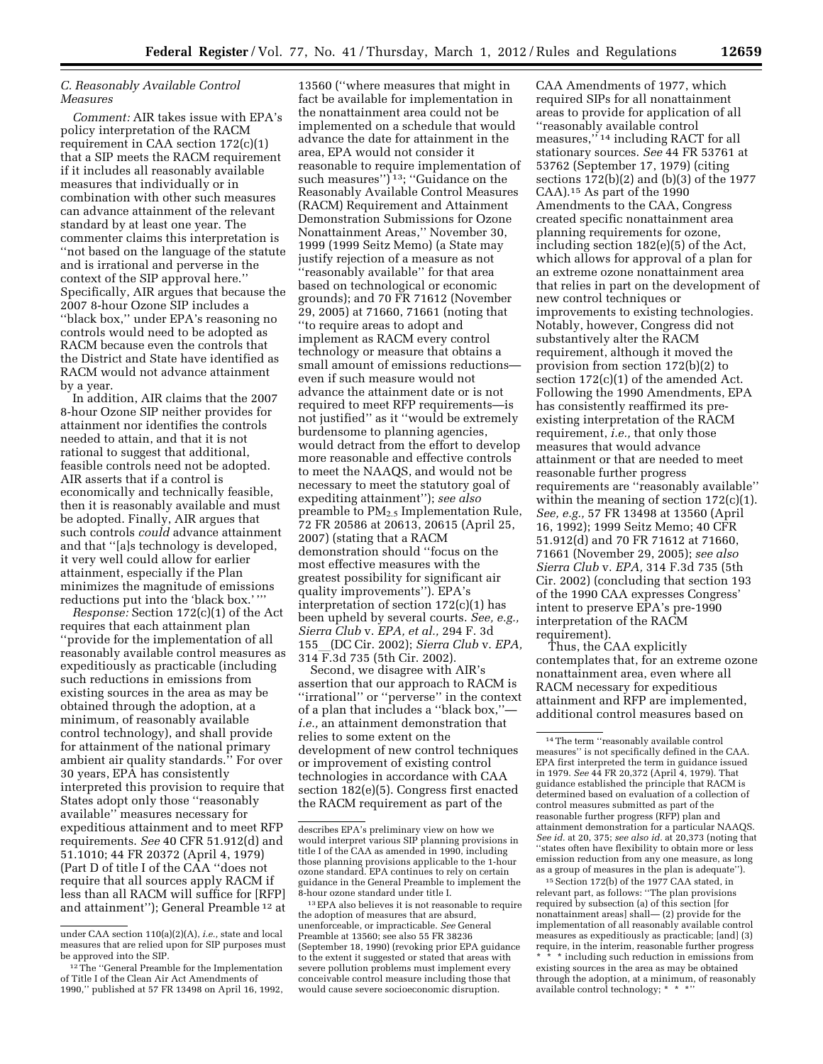### C. Reasonably Available Control Measures

*Comment:* AIR takes issue with EPA's policy interpretation of the RACM requirement in CAA section 172(c)(1) that a SIP meets the RACM requirement if it includes all reasonably available measures that individually or in combination with other such measures can advance attainment of the relevant standard by at least one year. The commenter claims this interpretation is ''not based on the language of the statute and is irrational and perverse in the context of the SIP approval here.'' Specifically, AIR argues that because the 2007 8-hour Ozone SIP includes a ''black box,'' under EPA's reasoning no controls would need to be adopted as RACM because even the controls that the District and State have identified as RACM would not advance attainment by a year.

In addition, AIR claims that the 2007 8-hour Ozone SIP neither provides for attainment nor identifies the controls needed to attain, and that it is not rational to suggest that additional, feasible controls need not be adopted. AIR asserts that if a control is economically and technically feasible, then it is reasonably available and must be adopted. Finally, AIR argues that such controls *could* advance attainment and that ''[a]s technology is developed, it very well could allow for earlier attainment, especially if the Plan minimizes the magnitude of emissions reductions put into the 'black box.' ''

*Response:* Section 172(c)(1) of the Act requires that each attainment plan ''provide for the implementation of all reasonably available control measures as expeditiously as practicable (including such reductions in emissions from existing sources in the area as may be obtained through the adoption, at a minimum, of reasonably available control technology), and shall provide for attainment of the national primary ambient air quality standards.'' For over 30 years, EPA has consistently interpreted this provision to require that States adopt only those ''reasonably available'' measures necessary for expeditious attainment and to meet RFP requirements. *See* 40 CFR 51.912(d) and 51.1010; 44 FR 20372 (April 4, 1979) (Part D of title I of the CAA ''does not require that all sources apply RACM if less than all RACM will suffice for [RFP] and attainment''); General Preamble [12] at 13560 (''where measures that might in fact be available for implementation in the nonattainment area could not be implemented on a schedule that would advance the date for attainment in the area, EPA would not consider it reasonable to require implementation of such measures'') [13]; ''Guidance on the Reasonably Available Control Measures (RACM) Requirement and Attainment Demonstration Submissions for Ozone Nonattainment Areas,'' November 30, 1999 (1999 Seitz Memo) (a State may justify rejection of a measure as not ''reasonably available'' for that area based on technological or economic grounds); and 70 FR 71612 (November 29, 2005) at 71660, 71661 (noting that ''to require areas to adopt and implement as RACM every control technology or measure that obtains a small amount of emissions reductions—even if such measure would not advance the attainment date or is not required to meet RFP requirements—is not justified'' as it ''would be extremely burdensome to planning agencies, would detract from the effort to develop more reasonable and effective controls to meet the NAAQS, and would not be necessary to meet the statutory goal of expediting attainment''); *see also* preamble to $PM_{2.5}$ Implementation Rule, 72 FR 20586 at 20613, 20615 (April 25, 2007) (stating that a RACM demonstration should ''focus on the most effective measures with the greatest possibility for significant air quality improvements''). EPA's interpretation of section 172(c)(1) has been upheld by several courts. *See, e.g., Sierra Club* v. *EPA, et al.,* 294 F. 3d 155__(DC Cir. 2002); *Sierra Club* v. *EPA,* 314 F.3d 735 (5th Cir. 2002).

Second, we disagree with AIR's assertion that our approach to RACM is ''irrational'' or ''perverse'' in the context of a plan that includes a ''black box,''—*i.e.,* an attainment demonstration that relies to some extent on the development of new control techniques or improvement of existing control technologies in accordance with CAA section 182(e)(5). Congress first enacted the RACM requirement as part of the CAA Amendments of 1977, which required SIPs for all nonattainment areas to provide for application of all ''reasonably available control measures,'' [14] including RACT for all stationary sources. *See* 44 FR 53761 at 53762 (September 17, 1979) (citing sections 172(b)(2) and (b)(3) of the 1977 CAA).[15] As part of the 1990 Amendments to the CAA, Congress created specific nonattainment area planning requirements for ozone, including section 182(e)(5) of the Act, which allows for approval of a plan for an extreme ozone nonattainment area that relies in part on the development of new control techniques or improvements to existing technologies. Notably, however, Congress did not substantively alter the RACM requirement, although it moved the provision from section 172(b)(2) to section 172(c)(1) of the amended Act. Following the 1990 Amendments, EPA has consistently reaffirmed its pre-existing interpretation of the RACM requirement, *i.e.,* that only those measures that would advance attainment or that are needed to meet reasonable further progress requirements are ''reasonably available'' within the meaning of section 172(c)(1). *See, e.g.,* 57 FR 13498 at 13560 (April 16, 1992); 1999 Seitz Memo; 40 CFR 51.912(d) and 70 FR 71612 at 71660, 71661 (November 29, 2005); *see also Sierra Club* v. *EPA,* 314 F.3d 735 (5th Cir. 2002) (concluding that section 193 of the 1990 CAA expresses Congress' intent to preserve EPA's pre-1990 interpretation of the RACM requirement).

Thus, the CAA explicitly contemplates that, for an extreme ozone nonattainment area, even where all RACM necessary for expeditious attainment and RFP are implemented, additional control measures based on

---

under CAA section 110(a)(2)(A), *i.e.,* state and local measures that are relied upon for SIP purposes must be approved into the SIP.

[12] The ''General Preamble for the Implementation of Title I of the Clean Air Act Amendments of 1990,'' published at 57 FR 13498 on April 16, 1992, describes EPA's preliminary view on how we would interpret various SIP planning provisions in title I of the CAA as amended in 1990, including those planning provisions applicable to the 1-hour ozone standard. EPA continues to rely on certain guidance in the General Preamble to implement the 8-hour ozone standard under title I.

[13] EPA also believes it is not reasonable to require the adoption of measures that are absurd, unenforceable, or impracticable. *See* General Preamble at 13560; see also 55 FR 38236 (September 18, 1990) (revoking prior EPA guidance to the extent it suggested or stated that areas with severe pollution problems must implement every conceivable control measure including those that would cause severe socioeconomic disruption.

[14] The term ''reasonably available control measures'' is not specifically defined in the CAA. EPA first interpreted the term in guidance issued in 1979. *See* 44 FR 20,372 (April 4, 1979). That guidance established the principle that RACM is determined based on evaluation of a collection of control measures submitted as part of the reasonable further progress (RFP) plan and attainment demonstration for a particular NAAQS. *See id.* at 20, 375; *see also id.* at 20,373 (noting that ''states often have flexibility to obtain more or less emission reduction from any one measure, as long as a group of measures in the plan is adequate'').

[15] Section 172(b) of the 1977 CAA stated, in relevant part, as follows: ''The plan provisions required by subsection (a) of this section [for nonattainment areas] shall— (2) provide for the implementation of all reasonably available control measures as expeditiously as practicable; [and] (3) require, in the interim, reasonable further progress * * * including such reduction in emissions from existing sources in the area as may be obtained through the adoption, at a minimum, of reasonably available control technology; * * *''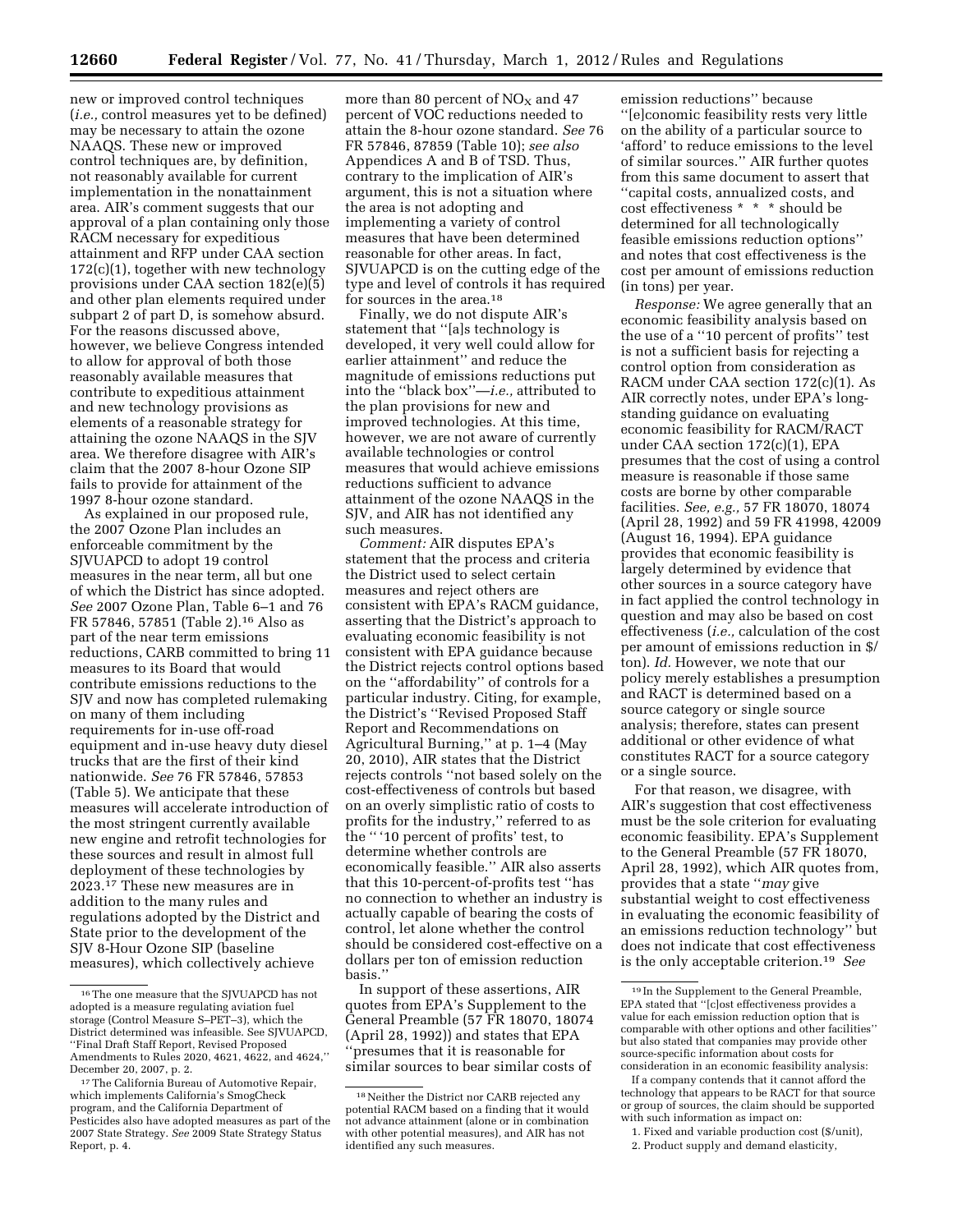new or improved control techniques (*i.e.,* control measures yet to be defined) may be necessary to attain the ozone NAAQS. These new or improved control techniques are, by definition, not reasonably available for current implementation in the nonattainment area. AIR's comment suggests that our approval of a plan containing only those RACM necessary for expeditious attainment and RFP under CAA section 172(c)(1), together with new technology provisions under CAA section 182(e)(5) and other plan elements required under subpart 2 of part D, is somehow absurd. For the reasons discussed above, however, we believe Congress intended to allow for approval of both those reasonably available measures that contribute to expeditious attainment and new technology provisions as elements of a reasonable strategy for attaining the ozone NAAQS in the SJV area. We therefore disagree with AIR's claim that the 2007 8-hour Ozone SIP fails to provide for attainment of the 1997 8-hour ozone standard.

As explained in our proposed rule, the 2007 Ozone Plan includes an enforceable commitment by the SJVUAPCD to adopt 19 control measures in the near term, all but one of which the District has since adopted. *See* 2007 Ozone Plan, Table 6–1 and 76 FR 57846, 57851 (Table 2).[16] Also as part of the near term emissions reductions, CARB committed to bring 11 measures to its Board that would contribute emissions reductions to the SJV and now has completed rulemaking on many of them including requirements for in-use off-road equipment and in-use heavy duty diesel trucks that are the first of their kind nationwide. *See* 76 FR 57846, 57853 (Table 5). We anticipate that these measures will accelerate introduction of the most stringent currently available new engine and retrofit technologies for these sources and result in almost full deployment of these technologies by 2023.[17] These new measures are in addition to the many rules and regulations adopted by the District and State prior to the development of the SJV 8-Hour Ozone SIP (baseline measures), which collectively achieve more than 80 percent of $NO_X$ and 47 percent of VOC reductions needed to attain the 8-hour ozone standard. *See* 76 FR 57846, 87859 (Table 10); *see also* Appendices A and B of TSD. Thus, contrary to the implication of AIR's argument, this is not a situation where the area is not adopting and implementing a variety of control measures that have been determined reasonable for other areas. In fact, SJVUAPCD is on the cutting edge of the type and level of controls it has required for sources in the area.[18]

Finally, we do not dispute AIR's statement that "[a]s technology is developed, it very well could allow for earlier attainment" and reduce the magnitude of emissions reductions put into the "black box"—*i.e.,* attributed to the plan provisions for new and improved technologies. At this time, however, we are not aware of currently available technologies or control measures that would achieve emissions reductions sufficient to advance attainment of the ozone NAAQS in the SJV, and AIR has not identified any such measures.

*Comment:* AIR disputes EPA's statement that the process and criteria the District used to select certain measures and reject others are consistent with EPA's RACM guidance, asserting that the District's approach to evaluating economic feasibility is not consistent with EPA guidance because the District rejects control options based on the "affordability" of controls for a particular industry. Citing, for example, the District's "Revised Proposed Staff Report and Recommendations on Agricultural Burning," at p. 1–4 (May 20, 2010), AIR states that the District rejects controls "not based solely on the cost-effectiveness of controls but based on an overly simplistic ratio of costs to profits for the industry," referred to as the " '10 percent of profits' test, to determine whether controls are economically feasible." AIR also asserts that this 10-percent-of-profits test "has no connection to whether an industry is actually capable of bearing the costs of control, let alone whether the control should be considered cost-effective on a dollars per ton of emission reduction basis."

In support of these assertions, AIR quotes from EPA's Supplement to the General Preamble (57 FR 18070, 18074 (April 28, 1992)) and states that EPA "presumes that it is reasonable for similar sources to bear similar costs of emission reductions" because "[e]conomic feasibility rests very little on the ability of a particular source to 'afford' to reduce emissions to the level of similar sources." AIR further quotes from this same document to assert that "capital costs, annualized costs, and cost effectiveness * * * should be determined for all technologically feasible emissions reduction options" and notes that cost effectiveness is the cost per amount of emissions reduction (in tons) per year.

*Response:* We agree generally that an economic feasibility analysis based on the use of a "10 percent of profits" test is not a sufficient basis for rejecting a control option from consideration as RACM under CAA section 172(c)(1). As AIR correctly notes, under EPA's long-standing guidance on evaluating economic feasibility for RACM/RACT under CAA section 172(c)(1), EPA presumes that the cost of using a control measure is reasonable if those same costs are borne by other comparable facilities. *See, e.g.,* 57 FR 18070, 18074 (April 28, 1992) and 59 FR 41998, 42009 (August 16, 1994). EPA guidance provides that economic feasibility is largely determined by evidence that other sources in a source category have in fact applied the control technology in question and may also be based on cost effectiveness (*i.e.,* calculation of the cost per amount of emissions reduction in $/ton). *Id.* However, we note that our policy merely establishes a presumption and RACT is determined based on a source category or single source analysis; therefore, states can present additional or other evidence of what constitutes RACT for a source category or a single source.

For that reason, we disagree, with AIR's suggestion that cost effectiveness must be the sole criterion for evaluating economic feasibility. EPA's Supplement to the General Preamble (57 FR 18070, April 28, 1992), which AIR quotes from, provides that a state "*may* give substantial weight to cost effectiveness in evaluating the economic feasibility of an emissions reduction technology" but does not indicate that cost effectiveness is the only acceptable criterion.[19] *See*

---

[16] The one measure that the SJVUAPCD has not adopted is a measure regulating aviation fuel storage (Control Measure S–PET–3), which the District determined was infeasible. See SJVUAPCD, "Final Draft Staff Report, Revised Proposed Amendments to Rules 2020, 4621, 4622, and 4624," December 20, 2007, p. 2.

[17] The California Bureau of Automotive Repair, which implements California's SmogCheck program, and the California Department of Pesticides also have adopted measures as part of the 2007 State Strategy. *See* 2009 State Strategy Status Report, p. 4.

[18] Neither the District nor CARB rejected any potential RACM based on a finding that it would not advance attainment (alone or in combination with other potential measures), and AIR has not identified any such measures.

[19] In the Supplement to the General Preamble, EPA stated that "[c]ost effectiveness provides a value for each emission reduction option that is comparable with other options and other facilities" but also stated that companies may provide other source-specific information about costs for consideration in an economic feasibility analysis:

If a company contends that it cannot afford the technology that appears to be RACT for that source or group of sources, the claim should be supported with such information as impact on:

1. Fixed and variable production cost ($/unit),
2. Product supply and demand elasticity,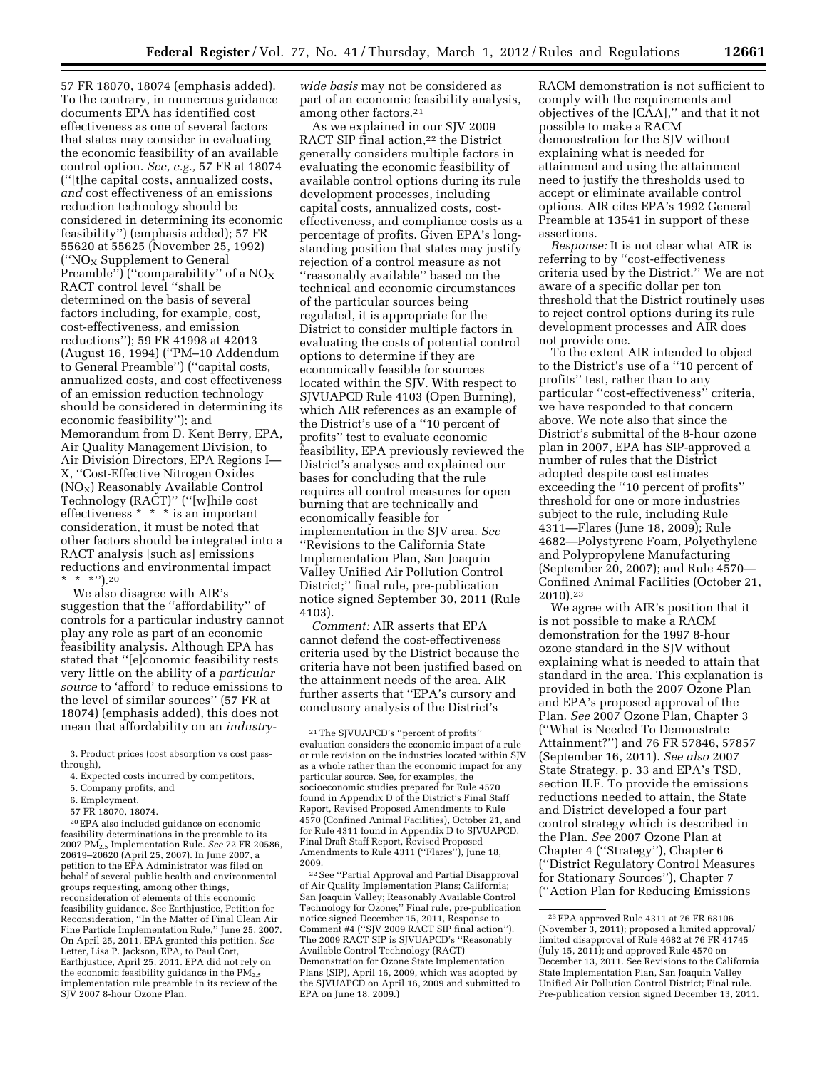57 FR 18070, 18074 (emphasis added). To the contrary, in numerous guidance documents EPA has identified cost effectiveness as one of several factors that states may consider in evaluating the economic feasibility of an available control option. *See, e.g.,* 57 FR at 18074 (''[t]he capital costs, annualized costs, *and* cost effectiveness of an emissions reduction technology should be considered in determining its economic feasibility'') (emphasis added); 57 FR 55620 at 55625 (November 25, 1992) (''$NO_X$ Supplement to General Preamble'') (''comparability'' of a $NO_X$ RACT control level ''shall be determined on the basis of several factors including, for example, cost, cost-effectiveness, and emission reductions''); 59 FR 41998 at 42013 (August 16, 1994) (''PM–10 Addendum to General Preamble'') (''capital costs, annualized costs, and cost effectiveness of an emission reduction technology should be considered in determining its economic feasibility''); and Memorandum from D. Kent Berry, EPA, Air Quality Management Division, to Air Division Directors, EPA Regions I—X, ''Cost-Effective Nitrogen Oxides ($NO_X$) Reasonably Available Control Technology (RACT)'' (''[w]hile cost effectiveness * * * is an important consideration, it must be noted that other factors should be integrated into a RACT analysis [such as] emissions reductions and environmental impact * * *'').[20]

We also disagree with AIR's suggestion that the ''affordability'' of controls for a particular industry cannot play any role as part of an economic feasibility analysis. Although EPA has stated that ''[e]conomic feasibility rests very little on the ability of a *particular source* to 'afford' to reduce emissions to the level of similar sources'' (57 FR at 18074) (emphasis added), this does not mean that affordability on an *industry-wide basis* may not be considered as part of an economic feasibility analysis, among other factors.[21]

As we explained in our SJV 2009 RACT SIP final action,[22] the District generally considers multiple factors in evaluating the economic feasibility of available control options during its rule development processes, including capital costs, annualized costs, cost-effectiveness, and compliance costs as a percentage of profits. Given EPA's long-standing position that states may justify rejection of a control measure as not ''reasonably available'' based on the technical and economic circumstances of the particular sources being regulated, it is appropriate for the District to consider multiple factors in evaluating the costs of potential control options to determine if they are economically feasible for sources located within the SJV. With respect to SJVUAPCD Rule 4103 (Open Burning), which AIR references as an example of the District's use of a ''10 percent of profits'' test to evaluate economic feasibility, EPA previously reviewed the District's analyses and explained our bases for concluding that the rule requires all control measures for open burning that are technically and economically feasible for implementation in the SJV area. *See* ''Revisions to the California State Implementation Plan, San Joaquin Valley Unified Air Pollution Control District;'' final rule, pre-publication notice signed September 30, 2011 (Rule 4103).

*Comment:* AIR asserts that EPA cannot defend the cost-effectiveness criteria used by the District because the criteria have not been justified based on the attainment needs of the area. AIR further asserts that ''EPA's cursory and conclusory analysis of the District's RACM demonstration is not sufficient to comply with the requirements and objectives of the [CAA],'' and that it not possible to make a RACM demonstration for the SJV without explaining what is needed for attainment and using the attainment need to justify the thresholds used to accept or eliminate available control options. AIR cites EPA's 1992 General Preamble at 13541 in support of these assertions.

*Response:* It is not clear what AIR is referring to by ''cost-effectiveness criteria used by the District.'' We are not aware of a specific dollar per ton threshold that the District routinely uses to reject control options during its rule development processes and AIR does not provide one.

To the extent AIR intended to object to the District's use of a ''10 percent of profits'' test, rather than to any particular ''cost-effectiveness'' criteria, we have responded to that concern above. We note also that since the District's submittal of the 8-hour ozone plan in 2007, EPA has SIP-approved a number of rules that the District adopted despite cost estimates exceeding the ''10 percent of profits'' threshold for one or more industries subject to the rule, including Rule 4311—Flares (June 18, 2009); Rule 4682—Polystyrene Foam, Polyethylene and Polypropylene Manufacturing (September 20, 2007); and Rule 4570—Confined Animal Facilities (October 21, 2010).[23]

We agree with AIR's position that it is not possible to make a RACM demonstration for the 1997 8-hour ozone standard in the SJV without explaining what is needed to attain that standard in the area. This explanation is provided in both the 2007 Ozone Plan and EPA's proposed approval of the Plan. *See* 2007 Ozone Plan, Chapter 3 (''What is Needed To Demonstrate Attainment?'') and 76 FR 57846, 57857 (September 16, 2011). *See also* 2007 State Strategy, p. 33 and EPA's TSD, section II.F. To provide the emissions reductions needed to attain, the State and District developed a four part control strategy which is described in the Plan. *See* 2007 Ozone Plan at Chapter 4 (''Strategy''), Chapter 6 (''District Regulatory Control Measures for Stationary Sources''), Chapter 7 (''Action Plan for Reducing Emissions

---

3. Product prices (cost absorption vs cost pass-through),
4. Expected costs incurred by competitors,
5. Company profits, and
6. Employment.

57 FR 18070, 18074.

[20] EPA also included guidance on economic feasibility determinations in the preamble to its 2007 $PM_{2.5}$ Implementation Rule. *See* 72 FR 20586, 20619–20620 (April 25, 2007). In June 2007, a petition to the EPA Administrator was filed on behalf of several public health and environmental groups requesting, among other things, reconsideration of elements of this economic feasibility guidance. See Earthjustice, Petition for Reconsideration, ''In the Matter of Final Clean Air Fine Particle Implementation Rule,'' June 25, 2007. On April 25, 2011, EPA granted this petition. *See* Letter, Lisa P. Jackson, EPA, to Paul Cort, Earthjustice, April 25, 2011. EPA did not rely on the economic feasibility guidance in the $PM_{2.5}$ implementation rule preamble in its review of the SJV 2007 8-hour Ozone Plan.

[21] The SJVUAPCD's ''percent of profits'' evaluation considers the economic impact of a rule or rule revision on the industries located within SJV as a whole rather than the economic impact for any particular source. See, for examples, the socioeconomic studies prepared for Rule 4570 found in Appendix D of the District's Final Staff Report, Revised Proposed Amendments to Rule 4570 (Confined Animal Facilities), October 21, and for Rule 4311 found in Appendix D to SJVUAPCD, Final Draft Staff Report, Revised Proposed Amendments to Rule 4311 (''Flares''), June 18, 2009.

[22] See ''Partial Approval and Partial Disapproval of Air Quality Implementation Plans; California; San Joaquin Valley; Reasonably Available Control Technology for Ozone;'' Final rule, pre-publication notice signed December 15, 2011, Response to Comment #4 (''SJV 2009 RACT SIP final action''). The 2009 RACT SIP is SJVUAPCD's ''Reasonably Available Control Technology (RACT) Demonstration for Ozone State Implementation Plans (SIP), April 16, 2009, which was adopted by the SJVUAPCD on April 16, 2009 and submitted to EPA on June 18, 2009.)

[23] EPA approved Rule 4311 at 76 FR 68106 (November 3, 2011); proposed a limited approval/limited disapproval of Rule 4682 at 76 FR 41745 (July 15, 2011); and approved Rule 4570 on December 13, 2011. See Revisions to the California State Implementation Plan, San Joaquin Valley Unified Air Pollution Control District; Final rule. Pre-publication version signed December 13, 2011.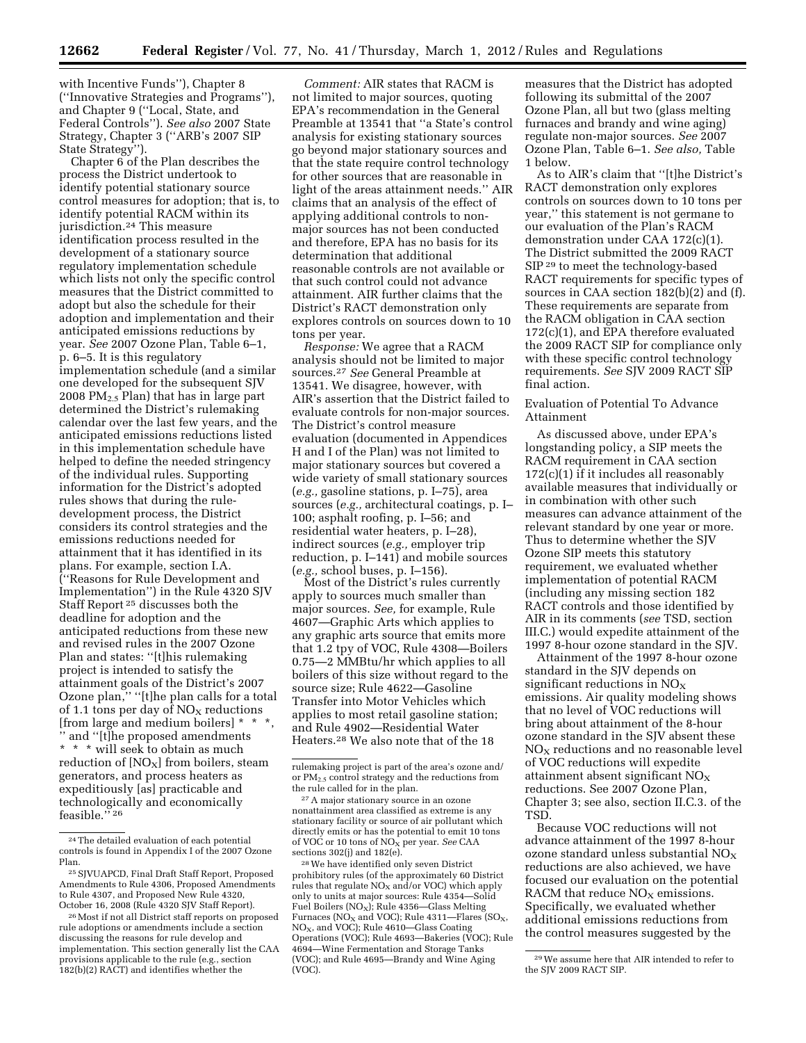with Incentive Funds''), Chapter 8 (''Innovative Strategies and Programs''), and Chapter 9 (''Local, State, and Federal Controls''). *See also* 2007 State Strategy, Chapter 3 (''ARB's 2007 SIP State Strategy'').

Chapter 6 of the Plan describes the process the District undertook to identify potential stationary source control measures for adoption; that is, to identify potential RACM within its jurisdiction.[24] This measure identification process resulted in the development of a stationary source regulatory implementation schedule which lists not only the specific control measures that the District committed to adopt but also the schedule for their adoption and implementation and their anticipated emissions reductions by year. *See* 2007 Ozone Plan, Table 6–1, p. 6–5. It is this regulatory implementation schedule (and a similar one developed for the subsequent SJV 2008 $PM_{2.5}$ Plan) that has in large part determined the District's rulemaking calendar over the last few years, and the anticipated emissions reductions listed in this implementation schedule have helped to define the needed stringency of the individual rules. Supporting information for the District's adopted rules shows that during the rule-development process, the District considers its control strategies and the emissions reductions needed for attainment that it has identified in its plans. For example, section I.A. (''Reasons for Rule Development and Implementation'') in the Rule 4320 SJV Staff Report[25] discusses both the deadline for adoption and the anticipated reductions from these new and revised rules in the 2007 Ozone Plan and states: ''[t]his rulemaking project is intended to satisfy the attainment goals of the District's 2007 Ozone plan,'' ''[t]he plan calls for a total of 1.1 tons per day of $NO_X$ reductions [from large and medium boilers] * * *, '' and ''[t]he proposed amendments * * * will seek to obtain as much reduction of [$NO_X$] from boilers, steam generators, and process heaters as expeditiously [as] practicable and technologically and economically feasible.''[26]

*Comment:* AIR states that RACM is not limited to major sources, quoting EPA's recommendation in the General Preamble at 13541 that ''a State's control analysis for existing stationary sources go beyond major stationary sources and that the state require control technology for other sources that are reasonable in light of the areas attainment needs.'' AIR claims that an analysis of the effect of applying additional controls to non-major sources has not been conducted and therefore, EPA has no basis for its determination that additional reasonable controls are not available or that such control could not advance attainment. AIR further claims that the District's RACT demonstration only explores controls on sources down to 10 tons per year.

*Response:* We agree that a RACM analysis should not be limited to major sources.[27] *See* General Preamble at 13541. We disagree, however, with AIR's assertion that the District failed to evaluate controls for non-major sources. The District's control measure evaluation (documented in Appendices H and I of the Plan) was not limited to major stationary sources but covered a wide variety of small stationary sources (*e.g.,* gasoline stations, p. I–75), area sources (*e.g.,* architectural coatings, p. I–100; asphalt roofing, p. I–56; and residential water heaters, p. I–28), indirect sources (*e.g.,* employer trip reduction, p. I–141) and mobile sources (*e.g.,* school buses, p. I–156).

Most of the District's rules currently apply to sources much smaller than major sources. *See,* for example, Rule 4607—Graphic Arts which applies to any graphic arts source that emits more that 1.2 tpy of VOC, Rule 4308—Boilers 0.75—2 MMBtu/hr which applies to all boilers of this size without regard to the source size; Rule 4622—Gasoline Transfer into Motor Vehicles which applies to most retail gasoline station; and Rule 4902—Residential Water Heaters.[28] We also note that of the 18 measures that the District has adopted following its submittal of the 2007 Ozone Plan, all but two (glass melting furnaces and brandy and wine aging) regulate non-major sources. *See* 2007 Ozone Plan, Table 6–1. *See also,* Table 1 below.

As to AIR's claim that ''[t]he District's RACT demonstration only explores controls on sources down to 10 tons per year,'' this statement is not germane to our evaluation of the Plan's RACM demonstration under CAA 172(c)(1). The District submitted the 2009 RACT SIP[29] to meet the technology-based RACT requirements for specific types of sources in CAA section 182(b)(2) and (f). These requirements are separate from the RACM obligation in CAA section 172(c)(1), and EPA therefore evaluated the 2009 RACT SIP for compliance only with these specific control technology requirements. *See* SJV 2009 RACT SIP final action.

### Evaluation of Potential To Advance Attainment

As discussed above, under EPA's longstanding policy, a SIP meets the RACM requirement in CAA section 172(c)(1) if it includes all reasonably available measures that individually or in combination with other such measures can advance attainment of the relevant standard by one year or more. Thus to determine whether the SJV Ozone SIP meets this statutory requirement, we evaluated whether implementation of potential RACM (including any missing section 182 RACT controls and those identified by AIR in its comments (*see* TSD, section III.C.) would expedite attainment of the 1997 8-hour ozone standard in the SJV.

Attainment of the 1997 8-hour ozone standard in the SJV depends on significant reductions in $NO_X$ emissions. Air quality modeling shows that no level of VOC reductions will bring about attainment of the 8-hour ozone standard in the SJV absent these $NO_X$ reductions and no reasonable level of VOC reductions will expedite attainment absent significant $NO_X$ reductions. See 2007 Ozone Plan, Chapter 3; see also, section II.C.3. of the TSD.

Because VOC reductions will not advance attainment of the 1997 8-hour ozone standard unless substantial $NO_X$ reductions are also achieved, we have focused our evaluation on the potential RACM that reduce $NO_X$ emissions. Specifically, we evaluated whether additional emissions reductions from the control measures suggested by the

---

[24] The detailed evaluation of each potential controls is found in Appendix I of the 2007 Ozone Plan.

[25] SJVUAPCD, Final Draft Staff Report, Proposed Amendments to Rule 4306, Proposed Amendments to Rule 4307, and Proposed New Rule 4320, October 16, 2008 (Rule 4320 SJV Staff Report).

[26] Most if not all District staff reports on proposed rule adoptions or amendments include a section discussing the reasons for rule develop and implementation. This section generally list the CAA provisions applicable to the rule (e.g., section 182(b)(2) RACT) and identifies whether the rulemaking project is part of the area's ozone and/or $PM_{2.5}$ control strategy and the reductions from the rule called for in the plan.

[27] A major stationary source in an ozone nonattainment area classified as extreme is any stationary facility or source of air pollutant which directly emits or has the potential to emit 10 tons of VOC or 10 tons of $NO_X$ per year. *See* CAA sections 302(j) and 182(e).

[28] We have identified only seven District prohibitory rules (of the approximately 60 District rules that regulate $NO_X$ and/or VOC) which apply only to units at major sources: Rule 4354—Solid Fuel Boilers ($NO_X$); Rule 4356—Glass Melting Furnaces ($NO_X$ and VOC); Rule 4311—Flares ($SO_X$, $NO_X$, and VOC); Rule 4610—Glass Coating Operations (VOC); Rule 4693—Bakeries (VOC); Rule 4694—Wine Fermentation and Storage Tanks (VOC); and Rule 4695—Brandy and Wine Aging (VOC).

[29] We assume here that AIR intended to refer to the SJV 2009 RACT SIP.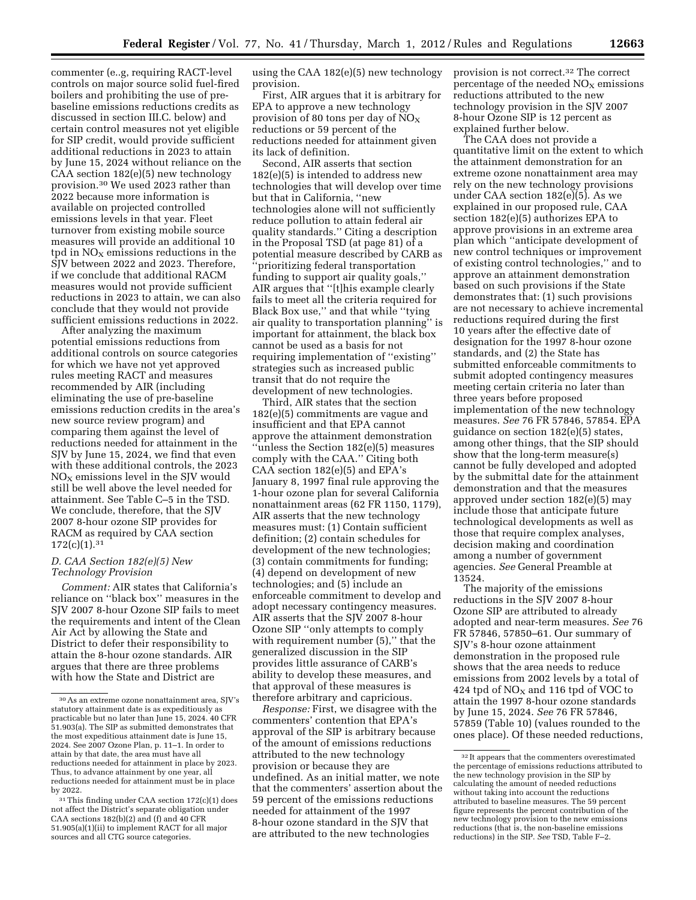commenter (e..g, requiring RACT-level controls on major source solid fuel-fired boilers and prohibiting the use of pre-baseline emissions reductions credits as discussed in section III.C. below) and certain control measures not yet eligible for SIP credit, would provide sufficient additional reductions in 2023 to attain by June 15, 2024 without reliance on the CAA section 182(e)(5) new technology provision.[30] We used 2023 rather than 2022 because more information is available on projected controlled emissions levels in that year. Fleet turnover from existing mobile source measures will provide an additional 10 tpd in $NO_X$ emissions reductions in the SJV between 2022 and 2023. Therefore, if we conclude that additional RACM measures would not provide sufficient reductions in 2023 to attain, we can also conclude that they would not provide sufficient emissions reductions in 2022.

After analyzing the maximum potential emissions reductions from additional controls on source categories for which we have not yet approved rules meeting RACT and measures recommended by AIR (including eliminating the use of pre-baseline emissions reduction credits in the area's new source review program) and comparing them against the level of reductions needed for attainment in the SJV by June 15, 2024, we find that even with these additional controls, the 2023 $NO_X$ emissions level in the SJV would still be well above the level needed for attainment. See Table C–5 in the TSD. We conclude, therefore, that the SJV 2007 8-hour ozone SIP provides for RACM as required by CAA section 172(c)(1).[31]

### D. CAA Section 182(e)(5) New Technology Provision

*Comment:* AIR states that California's reliance on ''black box'' measures in the SJV 2007 8-hour Ozone SIP fails to meet the requirements and intent of the Clean Air Act by allowing the State and District to defer their responsibility to attain the 8-hour ozone standards. AIR argues that there are three problems with how the State and District are using the CAA 182(e)(5) new technology provision.

First, AIR argues that it is arbitrary for EPA to approve a new technology provision of 80 tons per day of $NO_X$ reductions or 59 percent of the reductions needed for attainment given its lack of definition.

Second, AIR asserts that section 182(e)(5) is intended to address new technologies that will develop over time but that in California, ''new technologies alone will not sufficiently reduce pollution to attain federal air quality standards.'' Citing a description in the Proposal TSD (at page 81) of a potential measure described by CARB as ''prioritizing federal transportation funding to support air quality goals,'' AIR argues that ''[t]his example clearly fails to meet all the criteria required for Black Box use,'' and that while ''tying air quality to transportation planning'' is important for attainment, the black box cannot be used as a basis for not requiring implementation of ''existing'' strategies such as increased public transit that do not require the development of new technologies.

Third, AIR states that the section 182(e)(5) commitments are vague and insufficient and that EPA cannot approve the attainment demonstration ''unless the Section 182(e)(5) measures comply with the CAA.'' Citing both CAA section 182(e)(5) and EPA's January 8, 1997 final rule approving the 1-hour ozone plan for several California nonattainment areas (62 FR 1150, 1179), AIR asserts that the new technology measures must: (1) Contain sufficient definition; (2) contain schedules for development of the new technologies; (3) contain commitments for funding; (4) depend on development of new technologies; and (5) include an enforceable commitment to develop and adopt necessary contingency measures. AIR asserts that the SJV 2007 8-hour Ozone SIP ''only attempts to comply with requirement number (5),'' that the generalized discussion in the SIP provides little assurance of CARB's ability to develop these measures, and that approval of these measures is therefore arbitrary and capricious.

*Response:* First, we disagree with the commenters' contention that EPA's approval of the SIP is arbitrary because of the amount of emissions reductions attributed to the new technology provision or because they are undefined. As an initial matter, we note that the commenters' assertion about the 59 percent of the emissions reductions needed for attainment of the 1997 8-hour ozone standard in the SJV that are attributed to the new technologies provision is not correct.[32] The correct percentage of the needed $NO_X$ emissions reductions attributed to the new technology provision in the SJV 2007 8-hour Ozone SIP is 12 percent as explained further below.

The CAA does not provide a quantitative limit on the extent to which the attainment demonstration for an extreme ozone nonattainment area may rely on the new technology provisions under CAA section 182(e)(5). As we explained in our proposed rule, CAA section 182(e)(5) authorizes EPA to approve provisions in an extreme area plan which ''anticipate development of new control techniques or improvement of existing control technologies,'' and to approve an attainment demonstration based on such provisions if the State demonstrates that: (1) such provisions are not necessary to achieve incremental reductions required during the first 10 years after the effective date of designation for the 1997 8-hour ozone standards, and (2) the State has submitted enforceable commitments to submit adopted contingency measures meeting certain criteria no later than three years before proposed implementation of the new technology measures. *See* 76 FR 57846, 57854. EPA guidance on section 182(e)(5) states, among other things, that the SIP should show that the long-term measure(s) cannot be fully developed and adopted by the submittal date for the attainment demonstration and that the measures approved under section 182(e)(5) may include those that anticipate future technological developments as well as those that require complex analyses, decision making and coordination among a number of government agencies. *See* General Preamble at 13524.

The majority of the emissions reductions in the SJV 2007 8-hour Ozone SIP are attributed to already adopted and near-term measures. *See* 76 FR 57846, 57850–61. Our summary of SJV's 8-hour ozone attainment demonstration in the proposed rule shows that the area needs to reduce emissions from 2002 levels by a total of 424 tpd of $NO_X$ and 116 tpd of VOC to attain the 1997 8-hour ozone standards by June 15, 2024. *See* 76 FR 57846, 57859 (Table 10) (values rounded to the ones place). Of these needed reductions,

---

[30] As an extreme ozone nonattainment area, SJV's statutory attainment date is as expeditiously as practicable but no later than June 15, 2024. 40 CFR 51.903(a). The SIP as submitted demonstrates that the most expeditious attainment date is June 15, 2024. See 2007 Ozone Plan, p. 11–1. In order to attain by that date, the area must have all reductions needed for attainment in place by 2023. Thus, to advance attainment by one year, all reductions needed for attainment must be in place by 2022.

[31] This finding under CAA section 172(c)(1) does not affect the District's separate obligation under CAA sections 182(b)(2) and (f) and 40 CFR 51.905(a)(1)(ii) to implement RACT for all major sources and all CTG source categories.

[32] It appears that the commenters overestimated the percentage of emissions reductions attributed to the new technology provision in the SIP by calculating the amount of needed reductions without taking into account the reductions attributed to baseline measures. The 59 percent figure represents the percent contribution of the new technology provision to the new emissions reductions (that is, the non-baseline emissions reductions) in the SIP. *See* TSD, Table F–2.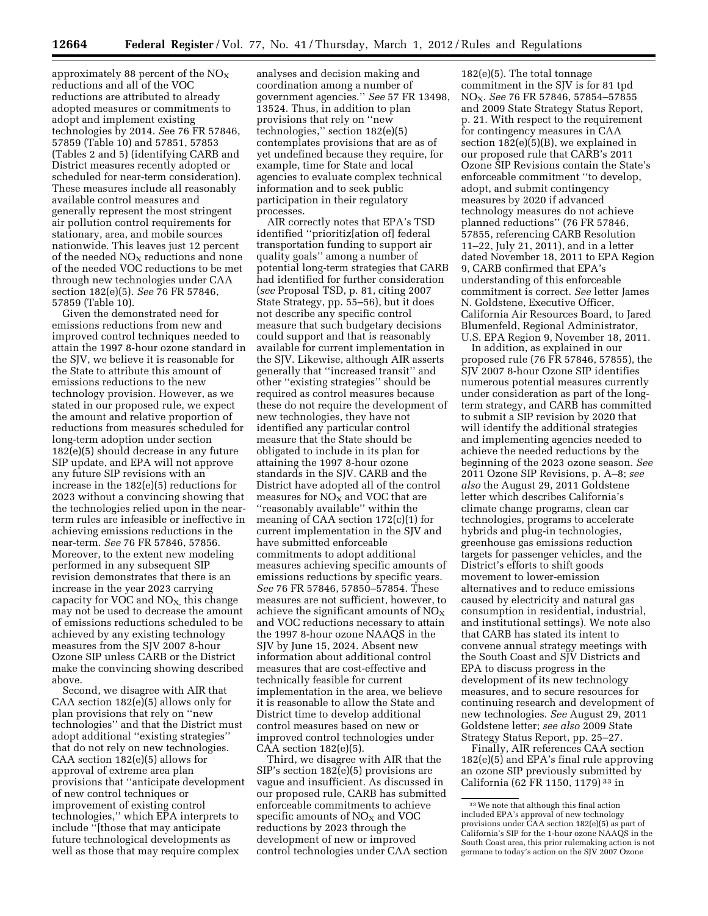approximately 88 percent of the $NO_X$ reductions and all of the VOC reductions are attributed to already adopted measures or commitments to adopt and implement existing technologies by 2014. *See* 76 FR 57846, 57859 (Table 10) and 57851, 57853 (Tables 2 and 5) (identifying CARB and District measures recently adopted or scheduled for near-term consideration). These measures include all reasonably available control measures and generally represent the most stringent air pollution control requirements for stationary, area, and mobile sources nationwide. This leaves just 12 percent of the needed $NO_X$ reductions and none of the needed VOC reductions to be met through new technologies under CAA section 182(e)(5). *See* 76 FR 57846, 57859 (Table 10).

Given the demonstrated need for emissions reductions from new and improved control techniques needed to attain the 1997 8-hour ozone standard in the SJV, we believe it is reasonable for the State to attribute this amount of emissions reductions to the new technology provision. However, as we stated in our proposed rule, we expect the amount and relative proportion of reductions from measures scheduled for long-term adoption under section 182(e)(5) should decrease in any future SIP update, and EPA will not approve any future SIP revisions with an increase in the 182(e)(5) reductions for 2023 without a convincing showing that the technologies relied upon in the near-term rules are infeasible or ineffective in achieving emissions reductions in the near-term. *See* 76 FR 57846, 57856. Moreover, to the extent new modeling performed in any subsequent SIP revision demonstrates that there is an increase in the year 2023 carrying capacity for VOC and $NO_X$, this change may not be used to decrease the amount of emissions reductions scheduled to be achieved by any existing technology measures from the SJV 2007 8-hour Ozone SIP unless CARB or the District make the convincing showing described above.

Second, we disagree with AIR that CAA section 182(e)(5) allows only for plan provisions that rely on "new technologies" and that the District must adopt additional "existing strategies" that do not rely on new technologies. CAA section 182(e)(5) allows for approval of extreme area plan provisions that "anticipate development of new control techniques or improvement of existing control technologies," which EPA interprets to include "[those that may anticipate future technological developments as well as those that may require complex analyses and decision making and coordination among a number of government agencies." *See* 57 FR 13498, 13524. Thus, in addition to plan provisions that rely on "new technologies," section 182(e)(5) contemplates provisions that are as of yet undefined because they require, for example, time for State and local agencies to evaluate complex technical information and to seek public participation in their regulatory processes.

AIR correctly notes that EPA's TSD identified "prioritiz[ation of] federal transportation funding to support air quality goals" among a number of potential long-term strategies that CARB had identified for further consideration (*see* Proposal TSD, p. 81, citing 2007 State Strategy, pp. 55–56), but it does not describe any specific control measure that such budgetary decisions could support and that is reasonably available for current implementation in the SJV. Likewise, although AIR asserts generally that "increased transit" and other "existing strategies" should be required as control measures because these do not require the development of new technologies, they have not identified any particular control measure that the State should be obligated to include in its plan for attaining the 1997 8-hour ozone standards in the SJV. CARB and the District have adopted all of the control measures for $NO_X$ and VOC that are "reasonably available" within the meaning of CAA section 172(c)(1) for current implementation in the SJV and have submitted enforceable commitments to adopt additional measures achieving specific amounts of emissions reductions by specific years. *See* 76 FR 57846, 57850–57854. These measures are not sufficient, however, to achieve the significant amounts of $NO_X$ and VOC reductions necessary to attain the 1997 8-hour ozone NAAQS in the SJV by June 15, 2024. Absent new information about additional control measures that are cost-effective and technically feasible for current implementation in the area, we believe it is reasonable to allow the State and District time to develop additional control measures based on new or improved control technologies under CAA section 182(e)(5).

Third, we disagree with AIR that the SIP's section 182(e)(5) provisions are vague and insufficient. As discussed in our proposed rule, CARB has submitted enforceable commitments to achieve specific amounts of $NO_X$ and VOC reductions by 2023 through the development of new or improved control technologies under CAA section 182(e)(5). The total tonnage commitment in the SJV is for 81 tpd $NO_X$. *See* 76 FR 57846, 57854–57855 and 2009 State Strategy Status Report, p. 21. With respect to the requirement for contingency measures in CAA section 182(e)(5)(B), we explained in our proposed rule that CARB's 2011 Ozone SIP Revisions contain the State's enforceable commitment "to develop, adopt, and submit contingency measures by 2020 if advanced technology measures do not achieve planned reductions" (76 FR 57846, 57855, referencing CARB Resolution 11–22, July 21, 2011), and in a letter dated November 18, 2011 to EPA Region 9, CARB confirmed that EPA's understanding of this enforceable commitment is correct. *See* letter James N. Goldstene, Executive Officer, California Air Resources Board, to Jared Blumenfeld, Regional Administrator, U.S. EPA Region 9, November 18, 2011.

In addition, as explained in our proposed rule (76 FR 57846, 57855), the SJV 2007 8-hour Ozone SIP identifies numerous potential measures currently under consideration as part of the long-term strategy, and CARB has committed to submit a SIP revision by 2020 that will identify the additional strategies and implementing agencies needed to achieve the needed reductions by the beginning of the 2023 ozone season. *See* 2011 Ozone SIP Revisions, p. A–8; *see also* the August 29, 2011 Goldstene letter which describes California's climate change programs, clean car technologies, programs to accelerate hybrids and plug-in technologies, greenhouse gas emissions reduction targets for passenger vehicles, and the District's efforts to shift goods movement to lower-emission alternatives and to reduce emissions caused by electricity and natural gas consumption in residential, industrial, and institutional settings). We note also that CARB has stated its intent to convene annual strategy meetings with the South Coast and SJV Districts and EPA to discuss progress in the development of its new technology measures, and to secure resources for continuing research and development of new technologies. *See* August 29, 2011 Goldstene letter; *see also* 2009 State Strategy Status Report, pp. 25–27.

Finally, AIR references CAA section 182(e)(5) and EPA's final rule approving an ozone SIP previously submitted by California (62 FR 1150, 1179) [33] in

[33] We note that although this final action included EPA's approval of new technology provisions under CAA section 182(e)(5) as part of California's SIP for the 1-hour ozone NAAQS in the South Coast area, this prior rulemaking action is not germane to today's action on the SJV 2007 Ozone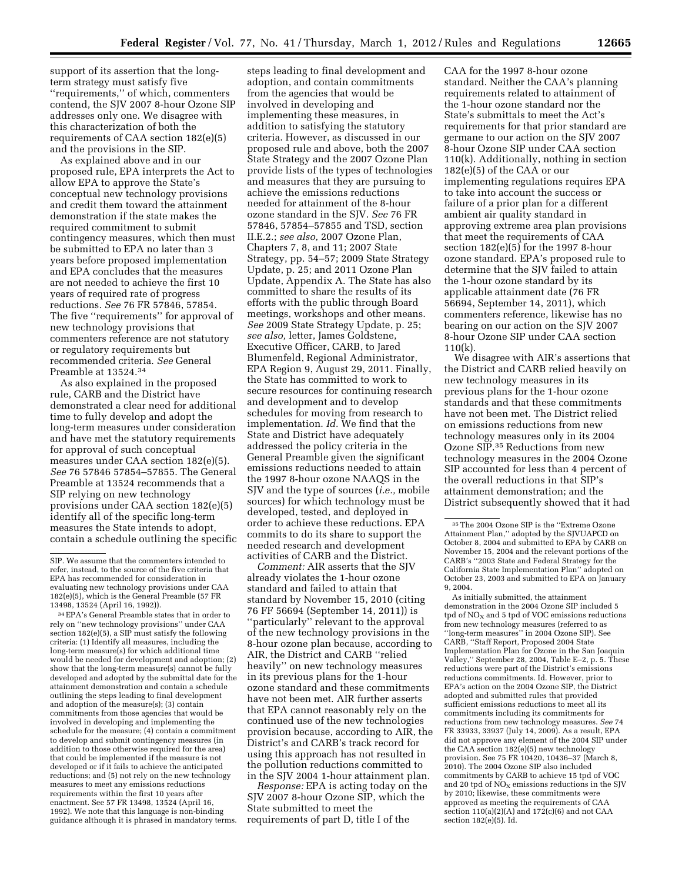support of its assertion that the long-term strategy must satisfy five ''requirements,'' of which, commenters contend, the SJV 2007 8-hour Ozone SIP addresses only one. We disagree with this characterization of both the requirements of CAA section 182(e)(5) and the provisions in the SIP.

As explained above and in our proposed rule, EPA interprets the Act to allow EPA to approve the State's conceptual new technology provisions and credit them toward the attainment demonstration if the state makes the required commitment to submit contingency measures, which then must be submitted to EPA no later than 3 years before proposed implementation and EPA concludes that the measures are not needed to achieve the first 10 years of required rate of progress reductions. *See* 76 FR 57846, 57854. The five ''requirements'' for approval of new technology provisions that commenters reference are not statutory or regulatory requirements but recommended criteria. *See* General Preamble at 13524.[34]

As also explained in the proposed rule, CARB and the District have demonstrated a clear need for additional time to fully develop and adopt the long-term measures under consideration and have met the statutory requirements for approval of such conceptual measures under CAA section 182(e)(5). *See* 76 57846 57854–57855. The General Preamble at 13524 recommends that a SIP relying on new technology provisions under CAA section 182(e)(5) identify all of the specific long-term measures the State intends to adopt, contain a schedule outlining the specific steps leading to final development and adoption, and contain commitments from the agencies that would be involved in developing and implementing these measures, in addition to satisfying the statutory criteria. However, as discussed in our proposed rule and above, both the 2007 State Strategy and the 2007 Ozone Plan provide lists of the types of technologies and measures that they are pursuing to achieve the emissions reductions needed for attainment of the 8-hour ozone standard in the SJV. *See* 76 FR 57846, 57854–57855 and TSD, section II.E.2.; *see also,* 2007 Ozone Plan, Chapters 7, 8, and 11; 2007 State Strategy, pp. 54–57; 2009 State Strategy Update, p. 25; and 2011 Ozone Plan Update, Appendix A. The State has also committed to share the results of its efforts with the public through Board meetings, workshops and other means. *See* 2009 State Strategy Update, p. 25; *see also,* letter, James Goldstene, Executive Officer, CARB, to Jared Blumenfeld, Regional Administrator, EPA Region 9, August 29, 2011. Finally, the State has committed to work to secure resources for continuing research and development and to develop schedules for moving from research to implementation. *Id.* We find that the State and District have adequately addressed the policy criteria in the General Preamble given the significant emissions reductions needed to attain the 1997 8-hour ozone NAAQS in the SJV and the type of sources (*i.e.,* mobile sources) for which technology must be developed, tested, and deployed in order to achieve these reductions. EPA commits to do its share to support the needed research and development activities of CARB and the District.

*Comment:* AIR asserts that the SJV already violates the 1-hour ozone standard and failed to attain that standard by November 15, 2010 (citing 76 FF 56694 (September 14, 2011)) is ''particularly'' relevant to the approval of the new technology provisions in the 8-hour ozone plan because, according to AIR, the District and CARB ''relied heavily'' on new technology measures in its previous plans for the 1-hour ozone standard and these commitments have not been met. AIR further asserts that EPA cannot reasonably rely on the continued use of the new technologies provision because, according to AIR, the District's and CARB's track record for using this approach has not resulted in the pollution reductions committed to in the SJV 2004 1-hour attainment plan.

*Response:* EPA is acting today on the SJV 2007 8-hour Ozone SIP, which the State submitted to meet the requirements of part D, title I of the CAA for the 1997 8-hour ozone standard. Neither the CAA's planning requirements related to attainment of the 1-hour ozone standard nor the State's submittals to meet the Act's requirements for that prior standard are germane to our action on the SJV 2007 8-hour Ozone SIP under CAA section 110(k). Additionally, nothing in section 182(e)(5) of the CAA or our implementing regulations requires EPA to take into account the success or failure of a prior plan for a different ambient air quality standard in approving extreme area plan provisions that meet the requirements of CAA section 182(e)(5) for the 1997 8-hour ozone standard. EPA's proposed rule to determine that the SJV failed to attain the 1-hour ozone standard by its applicable attainment date (76 FR 56694, September 14, 2011), which commenters reference, likewise has no bearing on our action on the SJV 2007 8-hour Ozone SIP under CAA section 110(k).

We disagree with AIR's assertions that the District and CARB relied heavily on new technology measures in its previous plans for the 1-hour ozone standards and that these commitments have not been met. The District relied on emissions reductions from new technology measures only in its 2004 Ozone SIP.[35] Reductions from new technology measures in the 2004 Ozone SIP accounted for less than 4 percent of the overall reductions in that SIP's attainment demonstration; and the District subsequently showed that it had

---

SIP. We assume that the commenters intended to refer, instead, to the source of the five criteria that EPA has recommended for consideration in evaluating new technology provisions under CAA 182(e)(5), which is the General Preamble (57 FR 13498, 13524 (April 16, 1992)).

[34] EPA's General Preamble states that in order to rely on ''new technology provisions'' under CAA section 182(e)(5), a SIP must satisfy the following criteria: (1) Identify all measures, including the long-term measure(s) for which additional time would be needed for development and adoption; (2) show that the long-term measure(s) cannot be fully developed and adopted by the submittal date for the attainment demonstration and contain a schedule outlining the steps leading to final development and adoption of the measure(s); (3) contain commitments from those agencies that would be involved in developing and implementing the schedule for the measure; (4) contain a commitment to develop and submit contingency measures (in addition to those otherwise required for the area) that could be implemented if the measure is not developed or if it fails to achieve the anticipated reductions; and (5) not rely on the new technology measures to meet any emissions reductions requirements within the first 10 years after enactment. See 57 FR 13498, 13524 (April 16, 1992). We note that this language is non-binding guidance although it is phrased in mandatory terms.

[35] The 2004 Ozone SIP is the ''Extreme Ozone Attainment Plan,'' adopted by the SJVUAPCD on October 8, 2004 and submitted to EPA by CARB on November 15, 2004 and the relevant portions of the CARB's ''2003 State and Federal Strategy for the California State Implementation Plan'' adopted on October 23, 2003 and submitted to EPA on January 9, 2004.

As initially submitted, the attainment demonstration in the 2004 Ozone SIP included 5 tpd of $NO_X$ and 5 tpd of VOC emissions reductions from new technology measures (referred to as ''long-term measures'' in 2004 Ozone SIP). See CARB, ''Staff Report, Proposed 2004 State Implementation Plan for Ozone in the San Joaquin Valley,'' September 28, 2004, Table E–2, p. 5. These reductions were part of the District's emissions reductions commitments. Id. However, prior to EPA's action on the 2004 Ozone SIP, the District adopted and submitted rules that provided sufficient emissions reductions to meet all its commitments including its commitments for reductions from new technology measures. *See* 74 FR 33933, 33937 (July 14, 2009). As a result, EPA did not approve any element of the 2004 SIP under the CAA section 182(e)(5) new technology provision. See 75 FR 10420, 10436–37 (March 8, 2010). The 2004 Ozone SIP also included commitments by CARB to achieve 15 tpd of VOC and 20 tpd of $NO_X$ emissions reductions in the SJV by 2010; likewise, these commitments were approved as meeting the requirements of CAA section 110(a)(2)(A) and 172(c)(6) and not CAA section 182(e)(5). Id.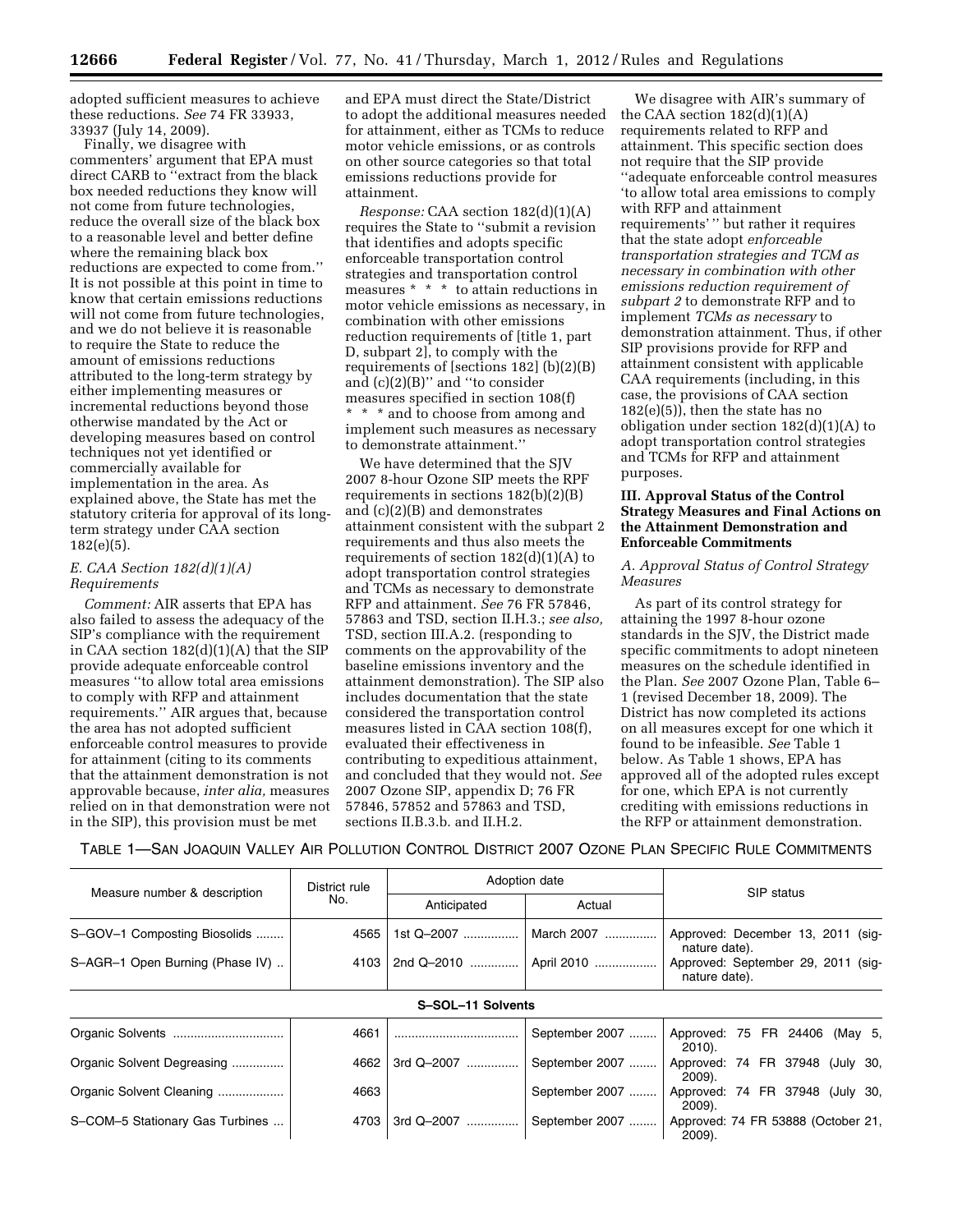adopted sufficient measures to achieve these reductions. *See* 74 FR 33933, 33937 (July 14, 2009).

Finally, we disagree with commenters' argument that EPA must direct CARB to ''extract from the black box needed reductions they know will not come from future technologies, reduce the overall size of the black box to a reasonable level and better define where the remaining black box reductions are expected to come from.'' It is not possible at this point in time to know that certain emissions reductions will not come from future technologies, and we do not believe it is reasonable to require the State to reduce the amount of emissions reductions attributed to the long-term strategy by either implementing measures or incremental reductions beyond those otherwise mandated by the Act or developing measures based on control techniques not yet identified or commercially available for implementation in the area. As explained above, the State has met the statutory criteria for approval of its long-term strategy under CAA section 182(e)(5).

### *E. CAA Section 182(d)(1)(A) Requirements*

*Comment:* AIR asserts that EPA has also failed to assess the adequacy of the SIP's compliance with the requirement in CAA section 182(d)(1)(A) that the SIP provide adequate enforceable control measures ''to allow total area emissions to comply with RFP and attainment requirements.'' AIR argues that, because the area has not adopted sufficient enforceable control measures to provide for attainment (citing to its comments that the attainment demonstration is not approvable because, *inter alia,* measures relied on in that demonstration were not in the SIP), this provision must be met and EPA must direct the State/District to adopt the additional measures needed for attainment, either as TCMs to reduce motor vehicle emissions, or as controls on other source categories so that total emissions reductions provide for attainment.

*Response:* CAA section 182(d)(1)(A) requires the State to ''submit a revision that identifies and adopts specific enforceable transportation control strategies and transportation control measures * * * to attain reductions in motor vehicle emissions as necessary, in combination with other emissions reduction requirements of [title 1, part D, subpart 2], to comply with the requirements of [sections 182] (b)(2)(B) and (c)(2)(B)'' and ''to consider measures specified in section 108(f) * * * and to choose from among and implement such measures as necessary to demonstrate attainment.''

We have determined that the SJV 2007 8-hour Ozone SIP meets the RPF requirements in sections 182(b)(2)(B) and (c)(2)(B) and demonstrates attainment consistent with the subpart 2 requirements and thus also meets the requirements of section 182(d)(1)(A) to adopt transportation control strategies and TCMs as necessary to demonstrate RFP and attainment. *See* 76 FR 57846, 57863 and TSD, section II.H.3.; *see also,* TSD, section III.A.2. (responding to comments on the approvability of the baseline emissions inventory and the attainment demonstration). The SIP also includes documentation that the state considered the transportation control measures listed in CAA section 108(f), evaluated their effectiveness in contributing to expeditious attainment, and concluded that they would not. *See* 2007 Ozone SIP, appendix D; 76 FR 57846, 57852 and 57863 and TSD, sections II.B.3.b. and II.H.2.

We disagree with AIR's summary of the CAA section 182(d)(1)(A) requirements related to RFP and attainment. This specific section does not require that the SIP provide ''adequate enforceable control measures 'to allow total area emissions to comply with RFP and attainment requirements' '' but rather it requires that the state adopt *enforceable transportation strategies and TCM as necessary in combination with other emissions reduction requirement of subpart 2* to demonstrate RFP and to implement *TCMs as necessary* to demonstration attainment. Thus, if other SIP provisions provide for RFP and attainment consistent with applicable CAA requirements (including, in this case, the provisions of CAA section 182(e)(5)), then the state has no obligation under section 182(d)(1)(A) to adopt transportation control strategies and TCMs for RFP and attainment purposes.

## III. Approval Status of the Control Strategy Measures and Final Actions on the Attainment Demonstration and Enforceable Commitments

### *A. Approval Status of Control Strategy Measures*

As part of its control strategy for attaining the 1997 8-hour ozone standards in the SJV, the District made specific commitments to adopt nineteen measures on the schedule identified in the Plan. *See* 2007 Ozone Plan, Table 6–1 (revised December 18, 2009). The District has now completed its actions on all measures except for one which it found to be infeasible. *See* Table 1 below. As Table 1 shows, EPA has approved all of the adopted rules except for one, which EPA is not currently crediting with emissions reductions in the RFP or attainment demonstration.

TABLE 1—SAN JOAQUIN VALLEY AIR POLLUTION CONTROL DISTRICT 2007 OZONE PLAN SPECIFIC RULE COMMITMENTS

| Measure number & description | District rule No. | Adoption date | | SIP status |
|---|---|---|---|---|
| | | Anticipated | Actual | |
| S–GOV–1 Composting Biosolids | 4565 | 1st Q–2007 | March 2007 | Approved: December 13, 2011 (signature date). |
| S–AGR–1 Open Burning (Phase IV) | 4103 | 2nd Q–2010 | April 2010 | Approved: September 29, 2011 (signature date). |
| **S–SOL–11 Solvents** | | | | |
| Organic Solvents | 4661 | | September 2007 | Approved: 75 FR 24406 (May 5, 2010). |
| Organic Solvent Degreasing | 4662 | 3rd Q–2007 | September 2007 | Approved: 74 FR 37948 (July 30, 2009). |
| Organic Solvent Cleaning | 4663 | | September 2007 | Approved: 74 FR 37948 (July 30, 2009). |
| S–COM–5 Stationary Gas Turbines | 4703 | 3rd Q–2007 | September 2007 | Approved: 74 FR 53888 (October 21, 2009). |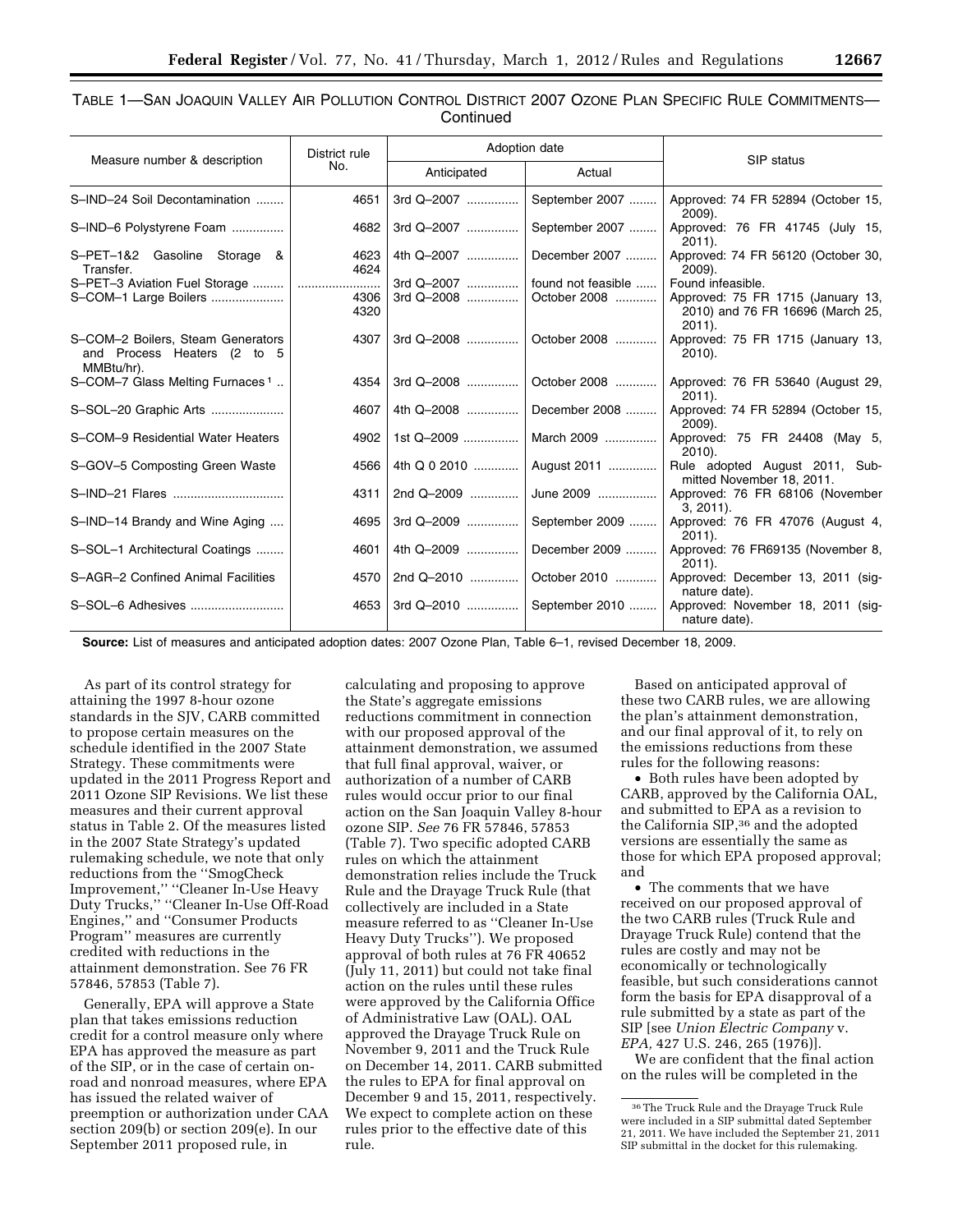TABLE 1—SAN JOAQUIN VALLEY AIR POLLUTION CONTROL DISTRICT 2007 OZONE PLAN SPECIFIC RULE COMMITMENTS—Continued

| Measure number & description | District rule No. | Adoption date | | SIP status |
|---|---|---|---|---|
| | | Anticipated | Actual | |
| S–IND–24 Soil Decontamination | 4651 | 3rd Q–2007 | September 2007 | Approved: 74 FR 52894 (October 15, 2009). |
| S–IND–6 Polystyrene Foam | 4682 | 3rd Q–2007 | September 2007 | Approved: 76 FR 41745 (July 15, 2011). |
| S–PET–1&2 Gasoline Storage & Transfer. | 4623 4624 | 4th Q–2007 | December 2007 | Approved: 74 FR 56120 (October 30, 2009). |
| S–PET–3 Aviation Fuel Storage | | 3rd Q–2007 | found not feasible | Found infeasible. |
| S–COM–1 Large Boilers | 4306 4320 | 3rd Q–2008 | October 2008 | Approved: 75 FR 1715 (January 13, 2010) and 76 FR 16696 (March 25, 2011). |
| S–COM–2 Boilers, Steam Generators and Process Heaters (2 to 5 MMBtu/hr). | 4307 | 3rd Q–2008 | October 2008 | Approved: 75 FR 1715 (January 13, 2010). |
| S–COM–7 Glass Melting Furnaces [1] | 4354 | 3rd Q–2008 | October 2008 | Approved: 76 FR 53640 (August 29, 2011). |
| S–SOL–20 Graphic Arts | 4607 | 4th Q–2008 | December 2008 | Approved: 74 FR 52894 (October 15, 2009). |
| S–COM–9 Residential Water Heaters | 4902 | 1st Q–2009 | March 2009 | Approved: 75 FR 24408 (May 5, 2010). |
| S–GOV–5 Composting Green Waste | 4566 | 4th Q 0 2010 | August 2011 | Rule adopted August 2011, Submitted November 18, 2011. |
| S–IND–21 Flares | 4311 | 2nd Q–2009 | June 2009 | Approved: 76 FR 68106 (November 3, 2011). |
| S–IND–14 Brandy and Wine Aging | 4695 | 3rd Q–2009 | September 2009 | Approved: 76 FR 47076 (August 4, 2011). |
| S–SOL–1 Architectural Coatings | 4601 | 4th Q–2009 | December 2009 | Approved: 76 FR69135 (November 8, 2011). |
| S–AGR–2 Confined Animal Facilities | 4570 | 2nd Q–2010 | October 2010 | Approved: December 13, 2011 (signature date). |
| S–SOL–6 Adhesives | 4653 | 3rd Q–2010 | September 2010 | Approved: November 18, 2011 (signature date). |

**Source:** List of measures and anticipated adoption dates: 2007 Ozone Plan, Table 6–1, revised December 18, 2009.

As part of its control strategy for attaining the 1997 8-hour ozone standards in the SJV, CARB committed to propose certain measures on the schedule identified in the 2007 State Strategy. These commitments were updated in the 2011 Progress Report and 2011 Ozone SIP Revisions. We list these measures and their current approval status in Table 2. Of the measures listed in the 2007 State Strategy's updated rulemaking schedule, we note that only reductions from the ''SmogCheck Improvement,'' ''Cleaner In-Use Heavy Duty Trucks,'' ''Cleaner In-Use Off-Road Engines,'' and ''Consumer Products Program'' measures are currently credited with reductions in the attainment demonstration. See 76 FR 57846, 57853 (Table 7).

Generally, EPA will approve a State plan that takes emissions reduction credit for a control measure only where EPA has approved the measure as part of the SIP, or in the case of certain on-road and nonroad measures, where EPA has issued the related waiver of preemption or authorization under CAA section 209(b) or section 209(e). In our September 2011 proposed rule, in calculating and proposing to approve the State's aggregate emissions reductions commitment in connection with our proposed approval of the attainment demonstration, we assumed that full final approval, waiver, or authorization of a number of CARB rules would occur prior to our final action on the San Joaquin Valley 8-hour ozone SIP. *See* 76 FR 57846, 57853 (Table 7). Two specific adopted CARB rules on which the attainment demonstration relies include the Truck Rule and the Drayage Truck Rule (that collectively are included in a State measure referred to as ''Cleaner In-Use Heavy Duty Trucks''). We proposed approval of both rules at 76 FR 40652 (July 11, 2011) but could not take final action on the rules until these rules were approved by the California Office of Administrative Law (OAL). OAL approved the Drayage Truck Rule on November 9, 2011 and the Truck Rule on December 14, 2011. CARB submitted the rules to EPA for final approval on December 9 and 15, 2011, respectively. We expect to complete action on these rules prior to the effective date of this rule.

Based on anticipated approval of these two CARB rules, we are allowing the plan's attainment demonstration, and our final approval of it, to rely on the emissions reductions from these rules for the following reasons:

- Both rules have been adopted by CARB, approved by the California OAL, and submitted to EPA as a revision to the California SIP,[36] and the adopted versions are essentially the same as those for which EPA proposed approval; and
- The comments that we have received on our proposed approval of the two CARB rules (Truck Rule and Drayage Truck Rule) contend that the rules are costly and may not be economically or technologically feasible, but such considerations cannot form the basis for EPA disapproval of a rule submitted by a state as part of the SIP [see *Union Electric Company* v. *EPA,* 427 U.S. 246, 265 (1976)].

We are confident that the final action on the rules will be completed in the

[36] The Truck Rule and the Drayage Truck Rule were included in a SIP submittal dated September 21, 2011. We have included the September 21, 2011 SIP submittal in the docket for this rulemaking.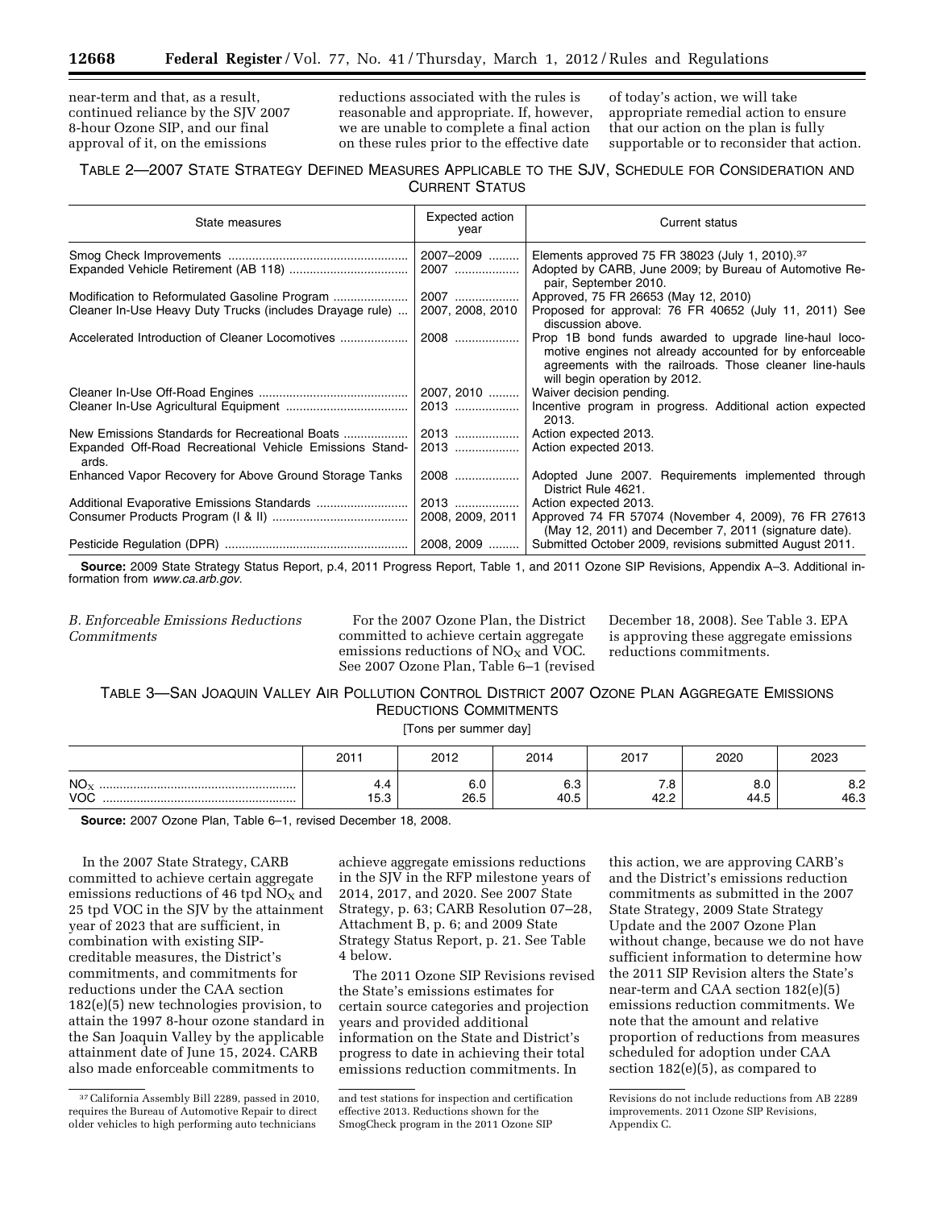near-term and that, as a result, continued reliance by the SJV 2007 8-hour Ozone SIP, and our final approval of it, on the emissions reductions associated with the rules is reasonable and appropriate. If, however, we are unable to complete a final action on these rules prior to the effective date of today's action, we will take appropriate remedial action to ensure that our action on the plan is fully supportable or to reconsider that action.

TABLE 2—2007 STATE STRATEGY DEFINED MEASURES APPLICABLE TO THE SJV, SCHEDULE FOR CONSIDERATION AND CURRENT STATUS

| State measures | Expected action year | Current status |
| --- | --- | --- |
| Smog Check Improvements | 2007–2009 | Elements approved 75 FR 38023 (July 1, 2010).[37] |
| Expanded Vehicle Retirement (AB 118) | 2007 | Adopted by CARB, June 2009; by Bureau of Automotive Repair, September 2010. |
| Modification to Reformulated Gasoline Program | 2007 | Approved, 75 FR 26653 (May 12, 2010) |
| Cleaner In-Use Heavy Duty Trucks (includes Drayage rule) | 2007, 2008, 2010 | Proposed for approval: 76 FR 40652 (July 11, 2011) See discussion above. |
| Accelerated Introduction of Cleaner Locomotives | 2008 | Prop 1B bond funds awarded to upgrade line-haul locomotive engines not already accounted for by enforceable agreements with the railroads. Those cleaner line-hauls will begin operation by 2012. |
| Cleaner In-Use Off-Road Engines | 2007, 2010 | Waiver decision pending. |
| Cleaner In-Use Agricultural Equipment | 2013 | Incentive program in progress. Additional action expected 2013. |
| New Emissions Standards for Recreational Boats | 2013 | Action expected 2013. |
| Expanded Off-Road Recreational Vehicle Emissions Standards. | 2013 | Action expected 2013. |
| Enhanced Vapor Recovery for Above Ground Storage Tanks | 2008 | Adopted June 2007. Requirements implemented through District Rule 4621. |
| Additional Evaporative Emissions Standards | 2013 | Action expected 2013. |
| Consumer Products Program (I & II) | 2008, 2009, 2011 | Approved 74 FR 57074 (November 4, 2009), 76 FR 27613 (May 12, 2011) and December 7, 2011 (signature date). |
| Pesticide Regulation (DPR) | 2008, 2009 | Submitted October 2009, revisions submitted August 2011. |

**Source:** 2009 State Strategy Status Report, p.4, 2011 Progress Report, Table 1, and 2011 Ozone SIP Revisions, Appendix A–3. Additional information from *www.ca.arb.gov*.

### *B. Enforceable Emissions Reductions Commitments*

For the 2007 Ozone Plan, the District committed to achieve certain aggregate emissions reductions of $NO_X$ and VOC. See 2007 Ozone Plan, Table 6–1 (revised December 18, 2008). See Table 3. EPA is approving these aggregate emissions reductions commitments.

TABLE 3—SAN JOAQUIN VALLEY AIR POLLUTION CONTROL DISTRICT 2007 OZONE PLAN AGGREGATE EMISSIONS REDUCTIONS COMMITMENTS

[Tons per summer day]

| | 2011 | 2012 | 2014 | 2017 | 2020 | 2023 |
| --- | --- | --- | --- | --- | --- | --- |
| $NO_X$ | 4.4 | 6.0 | 6.3 | 7.8 | 8.0 | 8.2 |
| VOC | 15.3 | 26.5 | 40.5 | 42.2 | 44.5 | 46.3 |

**Source:** 2007 Ozone Plan, Table 6–1, revised December 18, 2008.

In the 2007 State Strategy, CARB committed to achieve certain aggregate emissions reductions of 46 tpd $NO_X$ and 25 tpd VOC in the SJV by the attainment year of 2023 that are sufficient, in combination with existing SIP-creditable measures, the District's commitments, and commitments for reductions under the CAA section 182(e)(5) new technologies provision, to attain the 1997 8-hour ozone standard in the San Joaquin Valley by the applicable attainment date of June 15, 2024. CARB also made enforceable commitments to achieve aggregate emissions reductions in the SJV in the RFP milestone years of 2014, 2017, and 2020. See 2007 State Strategy, p. 63; CARB Resolution 07–28, Attachment B, p. 6; and 2009 State Strategy Status Report, p. 21. See Table 4 below.

The 2011 Ozone SIP Revisions revised the State's emissions estimates for certain source categories and projection years and provided additional information on the State and District's progress to date in achieving their total emissions reduction commitments. In this action, we are approving CARB's and the District's emissions reduction commitments as submitted in the 2007 State Strategy, 2009 State Strategy Update and the 2007 Ozone Plan without change, because we do not have sufficient information to determine how the 2011 SIP Revision alters the State's near-term and CAA section 182(e)(5) emissions reduction commitments. We note that the amount and relative proportion of reductions from measures scheduled for adoption under CAA section 182(e)(5), as compared to

[37] California Assembly Bill 2289, passed in 2010, requires the Bureau of Automotive Repair to direct older vehicles to high performing auto technicians and test stations for inspection and certification effective 2013. Reductions shown for the SmogCheck program in the 2011 Ozone SIP Revisions do not include reductions from AB 2289 improvements. 2011 Ozone SIP Revisions, Appendix C.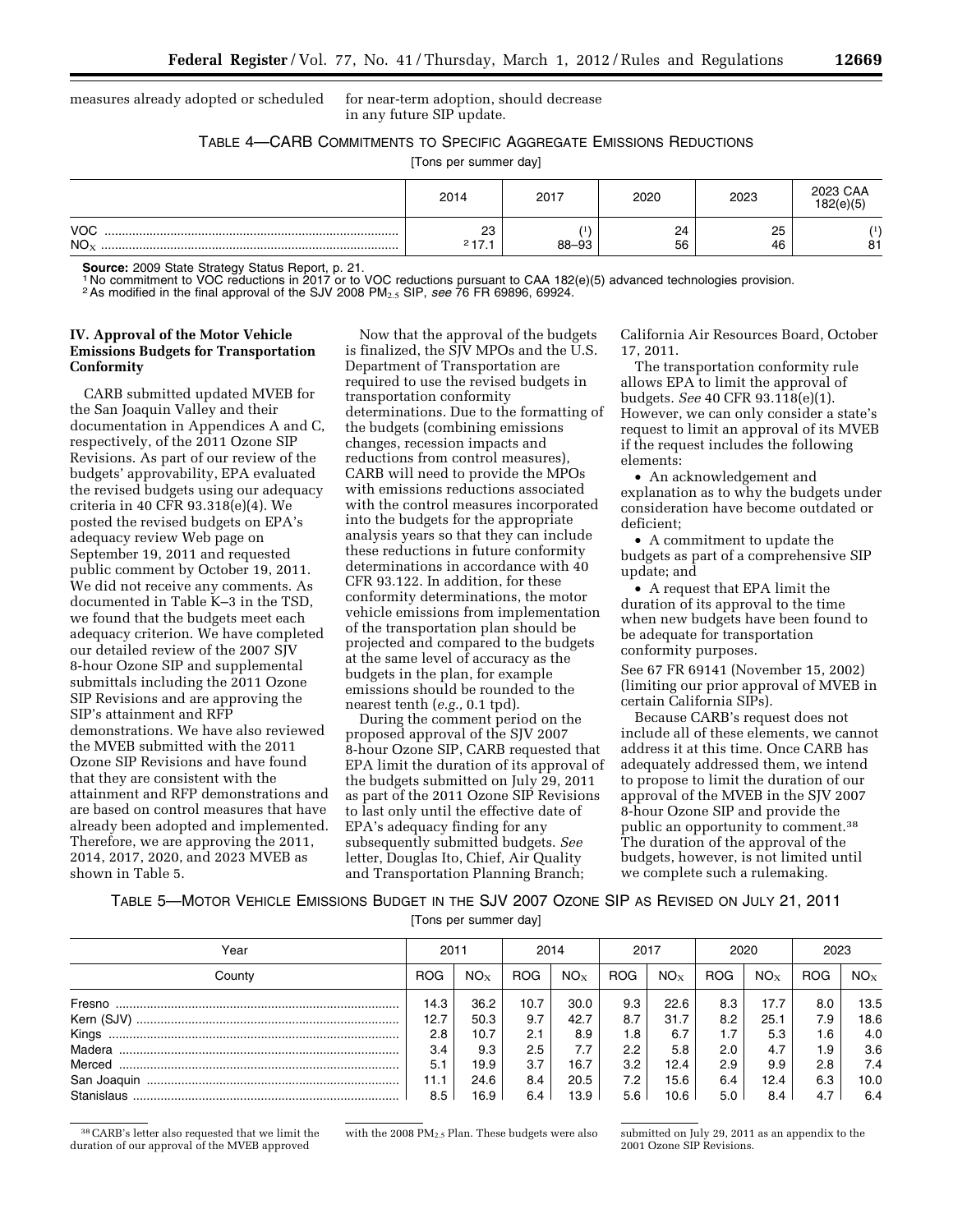measures already adopted or scheduled for near-term adoption, should decrease in any future SIP update.

TABLE 4—CARB COMMITMENTS TO SPECIFIC AGGREGATE EMISSIONS REDUCTIONS

[Tons per summer day]

| | 2014 | 2017 | 2020 | 2023 | 2023 CAA 182(e)(5) |
|---|---|---|---|---|---|
| VOC | 23 | [1] | 24 | 25 | [1] |
| $NO_X$ | [2] 17.1 | 88–93 | 56 | 46 | 81 |

**Source:** 2009 State Strategy Status Report, p. 21.

[1] No commitment to VOC reductions in 2017 or to VOC reductions pursuant to CAA 182(e)(5) advanced technologies provision.

[2] As modified in the final approval of the SJV 2008 $PM_{2.5}$ SIP, *see* 76 FR 69896, 69924.

## IV. Approval of the Motor Vehicle Emissions Budgets for Transportation Conformity

CARB submitted updated MVEB for the San Joaquin Valley and their documentation in Appendices A and C, respectively, of the 2011 Ozone SIP Revisions. As part of our review of the budgets' approvability, EPA evaluated the revised budgets using our adequacy criteria in 40 CFR 93.318(e)(4). We posted the revised budgets on EPA's adequacy review Web page on September 19, 2011 and requested public comment by October 19, 2011. We did not receive any comments. As documented in Table K–3 in the TSD, we found that the budgets meet each adequacy criterion. We have completed our detailed review of the 2007 SJV 8-hour Ozone SIP and supplemental submittals including the 2011 Ozone SIP Revisions and are approving the SIP's attainment and RFP demonstrations. We have also reviewed the MVEB submitted with the 2011 Ozone SIP Revisions and have found that they are consistent with the attainment and RFP demonstrations and are based on control measures that have already been adopted and implemented. Therefore, we are approving the 2011, 2014, 2017, 2020, and 2023 MVEB as shown in Table 5.

Now that the approval of the budgets is finalized, the SJV MPOs and the U.S. Department of Transportation are required to use the revised budgets in transportation conformity determinations. Due to the formatting of the budgets (combining emissions changes, recession impacts and reductions from control measures), CARB will need to provide the MPOs with emissions reductions associated with the control measures incorporated into the budgets for the appropriate analysis years so that they can include these reductions in future conformity determinations in accordance with 40 CFR 93.122. In addition, for these conformity determinations, the motor vehicle emissions from implementation of the transportation plan should be projected and compared to the budgets at the same level of accuracy as the budgets in the plan, for example emissions should be rounded to the nearest tenth (*e.g.,* 0.1 tpd).

During the comment period on the proposed approval of the SJV 2007 8-hour Ozone SIP, CARB requested that EPA limit the duration of its approval of the budgets submitted on July 29, 2011 as part of the 2011 Ozone SIP Revisions to last only until the effective date of EPA's adequacy finding for any subsequently submitted budgets. *See* letter, Douglas Ito, Chief, Air Quality and Transportation Planning Branch; California Air Resources Board, October 17, 2011.

The transportation conformity rule allows EPA to limit the approval of budgets. *See* 40 CFR 93.118(e)(1). However, we can only consider a state's request to limit an approval of its MVEB if the request includes the following elements:

- An acknowledgement and explanation as to why the budgets under consideration have become outdated or deficient;
- A commitment to update the budgets as part of a comprehensive SIP update; and
- A request that EPA limit the duration of its approval to the time when new budgets have been found to be adequate for transportation conformity purposes.

See 67 FR 69141 (November 15, 2002) (limiting our prior approval of MVEB in certain California SIPs).

Because CARB's request does not include all of these elements, we cannot address it at this time. Once CARB has adequately addressed them, we intend to propose to limit the duration of our approval of the MVEB in the SJV 2007 8-hour Ozone SIP and provide the public an opportunity to comment.[38] The duration of the approval of the budgets, however, is not limited until we complete such a rulemaking.

TABLE 5—MOTOR VEHICLE EMISSIONS BUDGET IN THE SJV 2007 OZONE SIP AS REVISED ON JULY 21, 2011

[Tons per summer day]

| Year | 2011 | | 2014 | | 2017 | | 2020 | | 2023 | |
|---|---|---|---|---|---|---|---|---|---|---|
| County | ROG | $NO_X$ | ROG | $NO_X$ | ROG | $NO_X$ | ROG | $NO_X$ | ROG | $NO_X$ |
| Fresno | 14.3 | 36.2 | 10.7 | 30.0 | 9.3 | 22.6 | 8.3 | 17.7 | 8.0 | 13.5 |
| Kern (SJV) | 12.7 | 50.3 | 9.7 | 42.7 | 8.7 | 31.7 | 8.2 | 25.1 | 7.9 | 18.6 |
| Kings | 2.8 | 10.7 | 2.1 | 8.9 | 1.8 | 6.7 | 1.7 | 5.3 | 1.6 | 4.0 |
| Madera | 3.4 | 9.3 | 2.5 | 7.7 | 2.2 | 5.8 | 2.0 | 4.7 | 1.9 | 3.6 |
| Merced | 5.1 | 19.9 | 3.7 | 16.7 | 3.2 | 12.4 | 2.9 | 9.9 | 2.8 | 7.4 |
| San Joaquin | 11.1 | 24.6 | 8.4 | 20.5 | 7.2 | 15.6 | 6.4 | 12.4 | 6.3 | 10.0 |
| Stanislaus | 8.5 | 16.9 | 6.4 | 13.9 | 5.6 | 10.6 | 5.0 | 8.4 | 4.7 | 6.4 |

[38] CARB's letter also requested that we limit the duration of our approval of the MVEB approved with the 2008 $PM_{2.5}$ Plan. These budgets were also submitted on July 29, 2011 as an appendix to the 2001 Ozone SIP Revisions.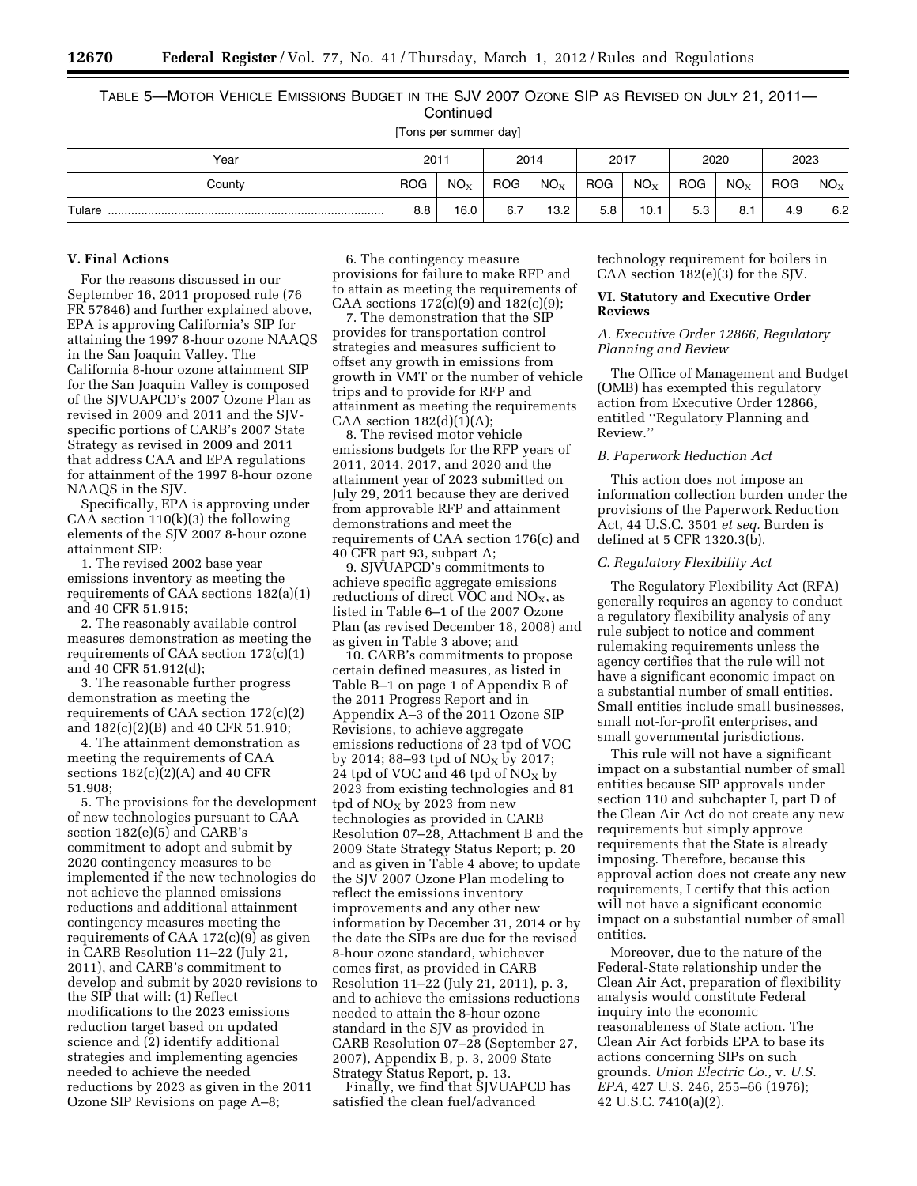TABLE 5—MOTOR VEHICLE EMISSIONS BUDGET IN THE SJV 2007 OZONE SIP AS REVISED ON JULY 21, 2011—Continued

[Tons per summer day]

| Year | 2011 | | 2014 | | 2017 | | 2020 | | 2023 | |
|---|---|---|---|---|---|---|---|---|---|---|
| County | ROG | $NO_X$ | ROG | $NO_X$ | ROG | $NO_X$ | ROG | $NO_X$ | ROG | $NO_X$ |
| Tulare | 8.8 | 16.0 | 6.7 | 13.2 | 5.8 | 10.1 | 5.3 | 8.1 | 4.9 | 6.2 |

## V. Final Actions

For the reasons discussed in our September 16, 2011 proposed rule (76 FR 57846) and further explained above, EPA is approving California's SIP for attaining the 1997 8-hour ozone NAAQS in the San Joaquin Valley. The California 8-hour ozone attainment SIP for the San Joaquin Valley is composed of the SJVUAPCD's 2007 Ozone Plan as revised in 2009 and 2011 and the SJV-specific portions of CARB's 2007 State Strategy as revised in 2009 and 2011 that address CAA and EPA regulations for attainment of the 1997 8-hour ozone NAAQS in the SJV.

Specifically, EPA is approving under CAA section 110(k)(3) the following elements of the SJV 2007 8-hour ozone attainment SIP:

1. The revised 2002 base year emissions inventory as meeting the requirements of CAA sections 182(a)(1) and 40 CFR 51.915;

2. The reasonably available control measures demonstration as meeting the requirements of CAA section 172(c)(1) and 40 CFR 51.912(d);

3. The reasonable further progress demonstration as meeting the requirements of CAA section 172(c)(2) and 182(c)(2)(B) and 40 CFR 51.910;

4. The attainment demonstration as meeting the requirements of CAA sections 182(c)(2)(A) and 40 CFR 51.908;

5. The provisions for the development of new technologies pursuant to CAA section 182(e)(5) and CARB's commitment to adopt and submit by 2020 contingency measures to be implemented if the new technologies do not achieve the planned emissions reductions and additional attainment contingency measures meeting the requirements of CAA 172(c)(9) as given in CARB Resolution 11–22 (July 21, 2011), and CARB's commitment to develop and submit by 2020 revisions to the SIP that will: (1) Reflect modifications to the 2023 emissions reduction target based on updated science and (2) identify additional strategies and implementing agencies needed to achieve the needed reductions by 2023 as given in the 2011 Ozone SIP Revisions on page A–8;

6. The contingency measure provisions for failure to make RFP and to attain as meeting the requirements of CAA sections 172(c)(9) and 182(c)(9);

7. The demonstration that the SIP provides for transportation control strategies and measures sufficient to offset any growth in emissions from growth in VMT or the number of vehicle trips and to provide for RFP and attainment as meeting the requirements CAA section 182(d)(1)(A);

8. The revised motor vehicle emissions budgets for the RFP years of 2011, 2014, 2017, and 2020 and the attainment year of 2023 submitted on July 29, 2011 because they are derived from approvable RFP and attainment demonstrations and meet the requirements of CAA section 176(c) and 40 CFR part 93, subpart A;

9. SJVUAPCD's commitments to achieve specific aggregate emissions reductions of direct VOC and $NO_X$, as listed in Table 6–1 of the 2007 Ozone Plan (as revised December 18, 2008) and as given in Table 3 above; and

10. CARB's commitments to propose certain defined measures, as listed in Table B–1 on page 1 of Appendix B of the 2011 Progress Report and in Appendix A–3 of the 2011 Ozone SIP Revisions, to achieve aggregate emissions reductions of 23 tpd of VOC by 2014; 88–93 tpd of $NO_X$ by 2017; 24 tpd of VOC and 46 tpd of $NO_X$ by 2023 from existing technologies and 81 tpd of $NO_X$ by 2023 from new technologies as provided in CARB Resolution 07–28, Attachment B and the 2009 State Strategy Status Report; p. 20 and as given in Table 4 above; to update the SJV 2007 Ozone Plan modeling to reflect the emissions inventory improvements and any other new information by December 31, 2014 or by the date the SIPs are due for the revised 8-hour ozone standard, whichever comes first, as provided in CARB Resolution 11–22 (July 21, 2011), p. 3, and to achieve the emissions reductions needed to attain the 8-hour ozone standard in the SJV as provided in CARB Resolution 07–28 (September 27, 2007), Appendix B, p. 3, 2009 State Strategy Status Report, p. 13.

Finally, we find that SJVUAPCD has satisfied the clean fuel/advanced technology requirement for boilers in CAA section 182(e)(3) for the SJV.

## VI. Statutory and Executive Order Reviews

### A. Executive Order 12866, Regulatory Planning and Review

The Office of Management and Budget (OMB) has exempted this regulatory action from Executive Order 12866, entitled ''Regulatory Planning and Review.''

### B. Paperwork Reduction Act

This action does not impose an information collection burden under the provisions of the Paperwork Reduction Act, 44 U.S.C. 3501 *et seq.* Burden is defined at 5 CFR 1320.3(b).

### C. Regulatory Flexibility Act

The Regulatory Flexibility Act (RFA) generally requires an agency to conduct a regulatory flexibility analysis of any rule subject to notice and comment rulemaking requirements unless the agency certifies that the rule will not have a significant economic impact on a substantial number of small entities. Small entities include small businesses, small not-for-profit enterprises, and small governmental jurisdictions.

This rule will not have a significant impact on a substantial number of small entities because SIP approvals under section 110 and subchapter I, part D of the Clean Air Act do not create any new requirements but simply approve requirements that the State is already imposing. Therefore, because this approval action does not create any new requirements, I certify that this action will not have a significant economic impact on a substantial number of small entities.

Moreover, due to the nature of the Federal-State relationship under the Clean Air Act, preparation of flexibility analysis would constitute Federal inquiry into the economic reasonableness of State action. The Clean Air Act forbids EPA to base its actions concerning SIPs on such grounds. *Union Electric Co.,* v. *U.S. EPA,* 427 U.S. 246, 255–66 (1976); 42 U.S.C. 7410(a)(2).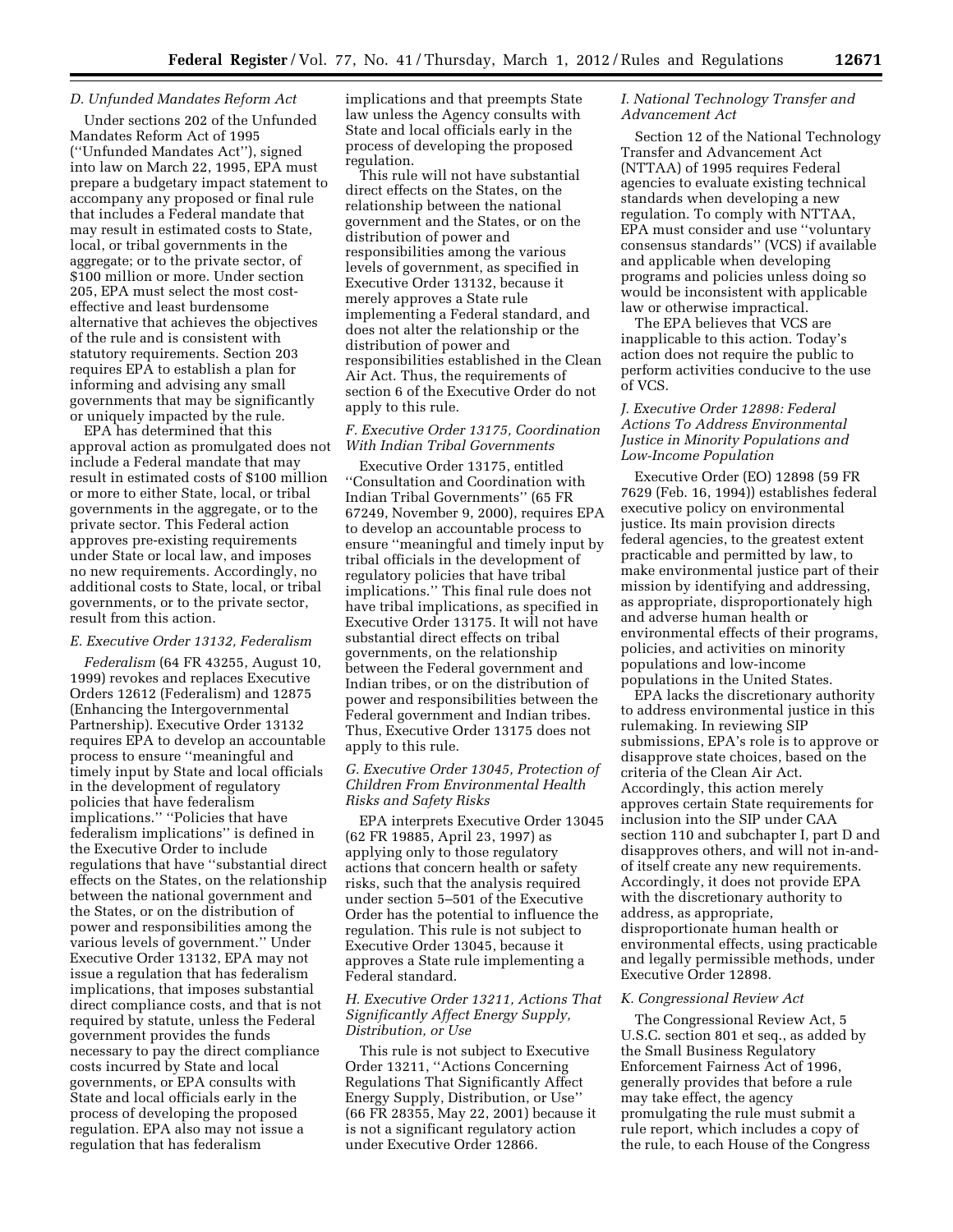### D. Unfunded Mandates Reform Act

Under sections 202 of the Unfunded Mandates Reform Act of 1995 (''Unfunded Mandates Act''), signed into law on March 22, 1995, EPA must prepare a budgetary impact statement to accompany any proposed or final rule that includes a Federal mandate that may result in estimated costs to State, local, or tribal governments in the aggregate; or to the private sector, of $100 million or more. Under section 205, EPA must select the most cost-effective and least burdensome alternative that achieves the objectives of the rule and is consistent with statutory requirements. Section 203 requires EPA to establish a plan for informing and advising any small governments that may be significantly or uniquely impacted by the rule.

EPA has determined that this approval action as promulgated does not include a Federal mandate that may result in estimated costs of $100 million or more to either State, local, or tribal governments in the aggregate, or to the private sector. This Federal action approves pre-existing requirements under State or local law, and imposes no new requirements. Accordingly, no additional costs to State, local, or tribal governments, or to the private sector, result from this action.

### E. Executive Order 13132, Federalism

*Federalism* (64 FR 43255, August 10, 1999) revokes and replaces Executive Orders 12612 (Federalism) and 12875 (Enhancing the Intergovernmental Partnership). Executive Order 13132 requires EPA to develop an accountable process to ensure ''meaningful and timely input by State and local officials in the development of regulatory policies that have federalism implications.'' ''Policies that have federalism implications'' is defined in the Executive Order to include regulations that have ''substantial direct effects on the States, on the relationship between the national government and the States, or on the distribution of power and responsibilities among the various levels of government.'' Under Executive Order 13132, EPA may not issue a regulation that has federalism implications, that imposes substantial direct compliance costs, and that is not required by statute, unless the Federal government provides the funds necessary to pay the direct compliance costs incurred by State and local governments, or EPA consults with State and local officials early in the process of developing the proposed regulation. EPA also may not issue a regulation that has federalism implications and that preempts State law unless the Agency consults with State and local officials early in the process of developing the proposed regulation.

This rule will not have substantial direct effects on the States, on the relationship between the national government and the States, or on the distribution of power and responsibilities among the various levels of government, as specified in Executive Order 13132, because it merely approves a State rule implementing a Federal standard, and does not alter the relationship or the distribution of power and responsibilities established in the Clean Air Act. Thus, the requirements of section 6 of the Executive Order do not apply to this rule.

### F. Executive Order 13175, Coordination With Indian Tribal Governments

Executive Order 13175, entitled ''Consultation and Coordination with Indian Tribal Governments'' (65 FR 67249, November 9, 2000), requires EPA to develop an accountable process to ensure ''meaningful and timely input by tribal officials in the development of regulatory policies that have tribal implications.'' This final rule does not have tribal implications, as specified in Executive Order 13175. It will not have substantial direct effects on tribal governments, on the relationship between the Federal government and Indian tribes, or on the distribution of power and responsibilities between the Federal government and Indian tribes. Thus, Executive Order 13175 does not apply to this rule.

### G. Executive Order 13045, Protection of Children From Environmental Health Risks and Safety Risks

EPA interprets Executive Order 13045 (62 FR 19885, April 23, 1997) as applying only to those regulatory actions that concern health or safety risks, such that the analysis required under section 5–501 of the Executive Order has the potential to influence the regulation. This rule is not subject to Executive Order 13045, because it approves a State rule implementing a Federal standard.

### H. Executive Order 13211, Actions That Significantly Affect Energy Supply, Distribution, or Use

This rule is not subject to Executive Order 13211, ''Actions Concerning Regulations That Significantly Affect Energy Supply, Distribution, or Use'' (66 FR 28355, May 22, 2001) because it is not a significant regulatory action under Executive Order 12866.

### I. National Technology Transfer and Advancement Act

Section 12 of the National Technology Transfer and Advancement Act (NTTAA) of 1995 requires Federal agencies to evaluate existing technical standards when developing a new regulation. To comply with NTTAA, EPA must consider and use ''voluntary consensus standards'' (VCS) if available and applicable when developing programs and policies unless doing so would be inconsistent with applicable law or otherwise impractical.

The EPA believes that VCS are inapplicable to this action. Today's action does not require the public to perform activities conducive to the use of VCS.

### J. Executive Order 12898: Federal Actions To Address Environmental Justice in Minority Populations and Low-Income Population

Executive Order (EO) 12898 (59 FR 7629 (Feb. 16, 1994)) establishes federal executive policy on environmental justice. Its main provision directs federal agencies, to the greatest extent practicable and permitted by law, to make environmental justice part of their mission by identifying and addressing, as appropriate, disproportionately high and adverse human health or environmental effects of their programs, policies, and activities on minority populations and low-income populations in the United States.

EPA lacks the discretionary authority to address environmental justice in this rulemaking. In reviewing SIP submissions, EPA's role is to approve or disapprove state choices, based on the criteria of the Clean Air Act. Accordingly, this action merely approves certain State requirements for inclusion into the SIP under CAA section 110 and subchapter I, part D and disapproves others, and will not in-and-of itself create any new requirements. Accordingly, it does not provide EPA with the discretionary authority to address, as appropriate, disproportionate human health or environmental effects, using practicable and legally permissible methods, under Executive Order 12898.

### K. Congressional Review Act

The Congressional Review Act, 5 U.S.C. section 801 et seq., as added by the Small Business Regulatory Enforcement Fairness Act of 1996, generally provides that before a rule may take effect, the agency promulgating the rule must submit a rule report, which includes a copy of the rule, to each House of the Congress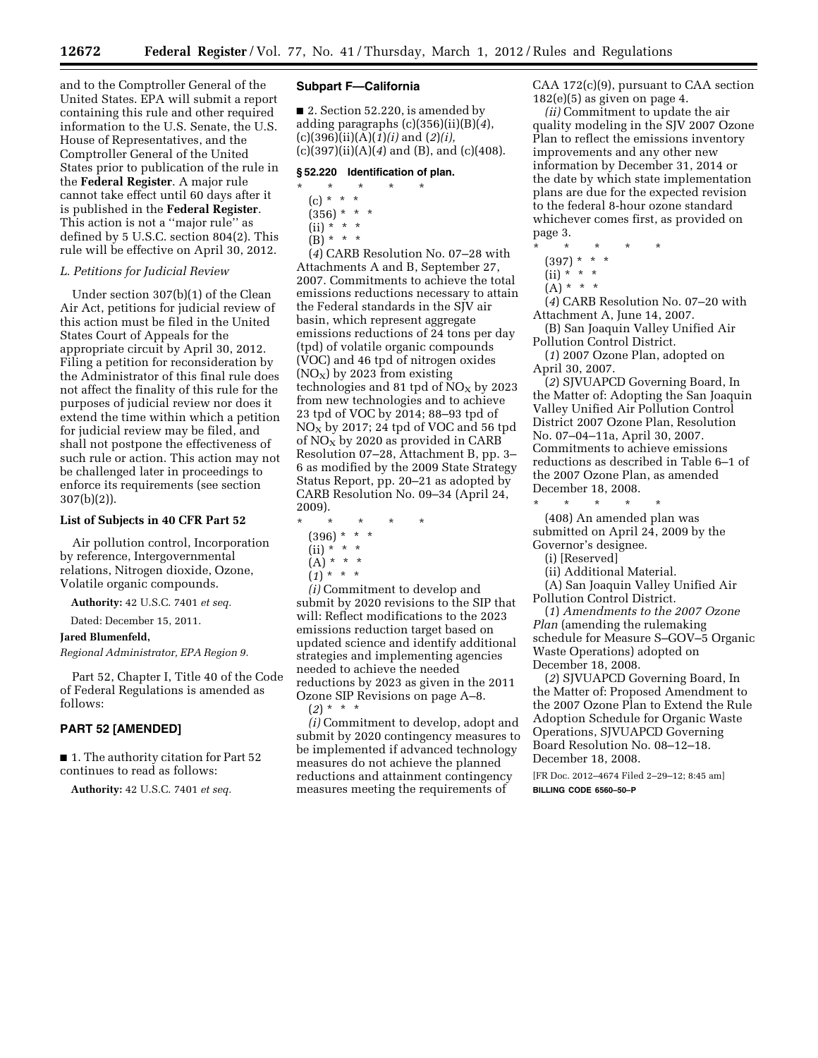and to the Comptroller General of the United States. EPA will submit a report containing this rule and other required information to the U.S. Senate, the U.S. House of Representatives, and the Comptroller General of the United States prior to publication of the rule in the **Federal Register**. A major rule cannot take effect until 60 days after it is published in the **Federal Register**. This action is not a ''major rule'' as defined by 5 U.S.C. section 804(2). This rule will be effective on April 30, 2012.

### *L. Petitions for Judicial Review*

Under section 307(b)(1) of the Clean Air Act, petitions for judicial review of this action must be filed in the United States Court of Appeals for the appropriate circuit by April 30, 2012. Filing a petition for reconsideration by the Administrator of this final rule does not affect the finality of this rule for the purposes of judicial review nor does it extend the time within which a petition for judicial review may be filed, and shall not postpone the effectiveness of such rule or action. This action may not be challenged later in proceedings to enforce its requirements (see section 307(b)(2)).

### List of Subjects in 40 CFR Part 52

Air pollution control, Incorporation by reference, Intergovernmental relations, Nitrogen dioxide, Ozone, Volatile organic compounds.

**Authority:** 42 U.S.C. 7401 *et seq.*

Dated: December 15, 2011.

**Jared Blumenfeld,**

*Regional Administrator, EPA Region 9.*

Part 52, Chapter I, Title 40 of the Code of Federal Regulations is amended as follows:

## PART 52 [AMENDED]

■ 1. The authority citation for Part 52 continues to read as follows:

**Authority:** 42 U.S.C. 7401 *et seq.*

### Subpart F—California

■ 2. Section 52.220, is amended by adding paragraphs (c)(356)(ii)(B)(*4*), (c)(396)(ii)(A)(*1*)*(i)* and (*2*)*(i),* (c)(397)(ii)(A)(*4*) and (B), and (c)(408).

### § 52.220 Identification of plan.

\* \* \* \* \*

(c) \* \* \*

(356) \* \* \*

(ii) \* \* \*

(B) \* \* \*

(*4*) CARB Resolution No. 07–28 with Attachments A and B, September 27, 2007. Commitments to achieve the total emissions reductions necessary to attain the Federal standards in the SJV air basin, which represent aggregate emissions reductions of 24 tons per day (tpd) of volatile organic compounds (VOC) and 46 tpd of nitrogen oxides ($NO_X$) by 2023 from existing technologies and 81 tpd of $NO_X$ by 2023 from new technologies and to achieve 23 tpd of VOC by 2014; 88–93 tpd of $NO_X$ by 2017; 24 tpd of VOC and 56 tpd of $NO_X$ by 2020 as provided in CARB Resolution 07–28, Attachment B, pp. 3–6 as modified by the 2009 State Strategy Status Report, pp. 20–21 as adopted by CARB Resolution No. 09–34 (April 24, 2009).

\* \* \* \* \*

(396) \* \* \*

(ii) \* \* \*

(A) \* \* \*

(*1*) \* \* \*

*(i)* Commitment to develop and submit by 2020 revisions to the SIP that will: Reflect modifications to the 2023 emissions reduction target based on updated science and identify additional strategies and implementing agencies needed to achieve the needed reductions by 2023 as given in the 2011 Ozone SIP Revisions on page A–8.

(*2*) \* \* \*

*(i)* Commitment to develop, adopt and submit by 2020 contingency measures to be implemented if advanced technology measures do not achieve the planned reductions and attainment contingency measures meeting the requirements of CAA 172(c)(9), pursuant to CAA section 182(e)(5) as given on page 4.

*(ii)* Commitment to update the air quality modeling in the SJV 2007 Ozone Plan to reflect the emissions inventory improvements and any other new information by December 31, 2014 or the date by which state implementation plans are due for the expected revision to the federal 8-hour ozone standard whichever comes first, as provided on page 3.

\* \* \* \* \*

(397) \* \* \*

(ii) \* \* \*

(A) \* \* \*

(*4*) CARB Resolution No. 07–20 with Attachment A, June 14, 2007.

(B) San Joaquin Valley Unified Air Pollution Control District.

(*1*) 2007 Ozone Plan, adopted on April 30, 2007.

(*2*) SJVUAPCD Governing Board, In the Matter of: Adopting the San Joaquin Valley Unified Air Pollution Control District 2007 Ozone Plan, Resolution No. 07–04–11a, April 30, 2007. Commitments to achieve emissions reductions as described in Table 6–1 of the 2007 Ozone Plan, as amended December 18, 2008.

\* \* \* \* \*

(408) An amended plan was submitted on April 24, 2009 by the Governor's designee.

(i) [Reserved]

(ii) Additional Material.

(A) San Joaquin Valley Unified Air Pollution Control District.

(*1*) *Amendments to the 2007 Ozone Plan* (amending the rulemaking schedule for Measure S–GOV–5 Organic Waste Operations) adopted on December 18, 2008.

(*2*) SJVUAPCD Governing Board, In the Matter of: Proposed Amendment to the 2007 Ozone Plan to Extend the Rule Adoption Schedule for Organic Waste Operations, SJVUAPCD Governing Board Resolution No. 08–12–18. December 18, 2008.

[FR Doc. 2012–4674 Filed 2–29–12; 8:45 am]

**BILLING CODE 6560–50–P**